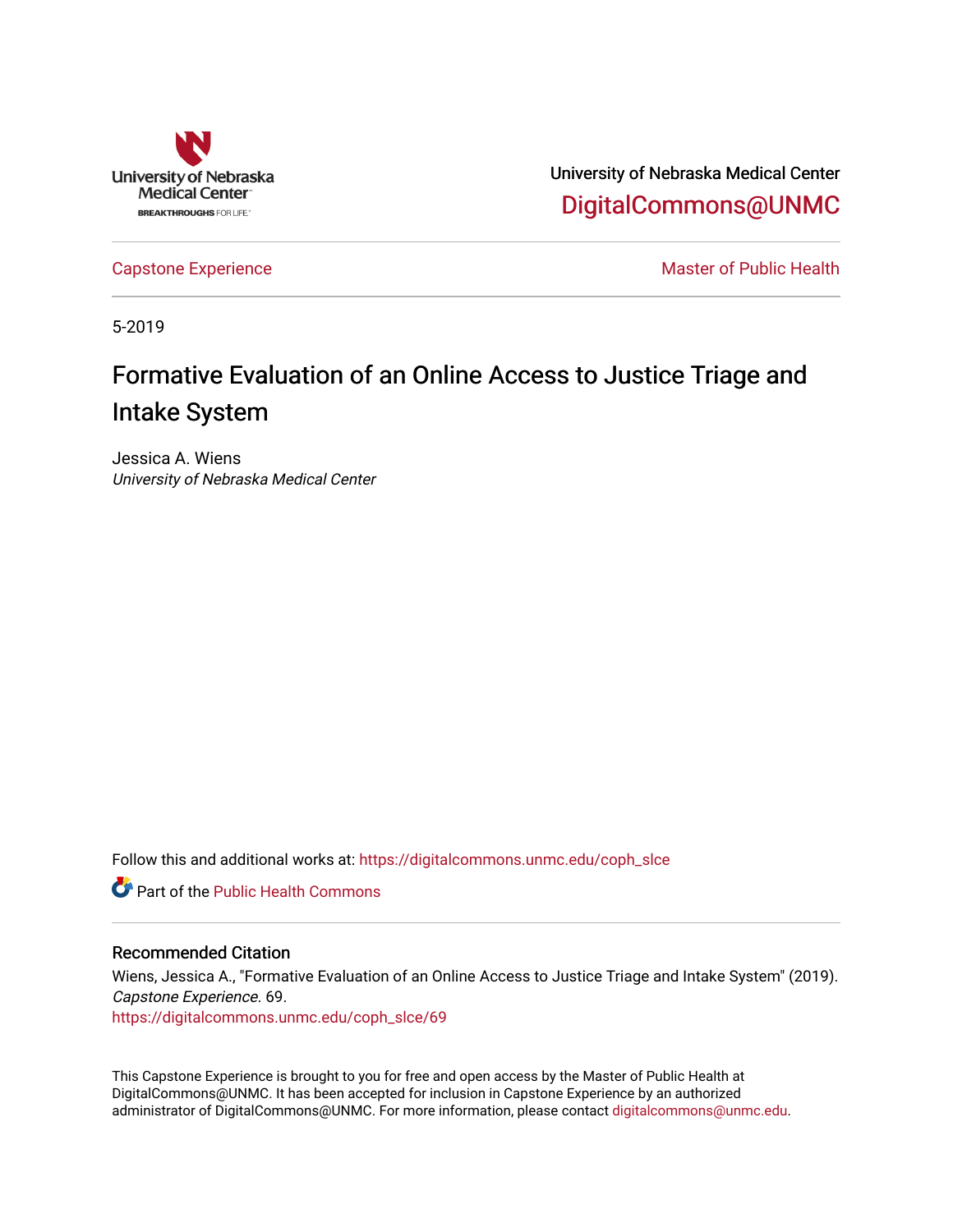University of Nebraska Medical Center

DigitalCommons@UNMC

Capstone Experience

Master of Public Health

5-2019

# Formative Evaluation of an Online Access to Justice Triage and Intake System

Jessica A. Wiens
*University of Nebraska Medical Center*

Follow this and additional works at: https://digitalcommons.unmc.edu/coph_slce

Part of the Public Health Commons

## Recommended Citation

Wiens, Jessica A., "Formative Evaluation of an Online Access to Justice Triage and Intake System" (2019). *Capstone Experience*. 69.
https://digitalcommons.unmc.edu/coph_slce/69

This Capstone Experience is brought to you for free and open access by the Master of Public Health at DigitalCommons@UNMC. It has been accepted for inclusion in Capstone Experience by an authorized administrator of DigitalCommons@UNMC. For more information, please contact digitalcommons@unmc.edu.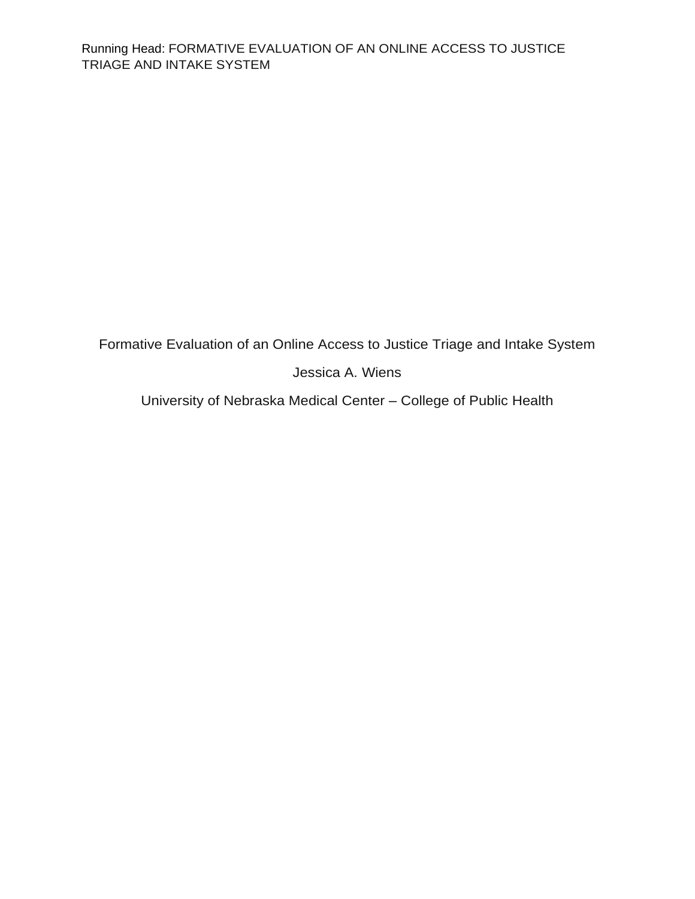Formative Evaluation of an Online Access to Justice Triage and Intake System

Jessica A. Wiens

University of Nebraska Medical Center – College of Public Health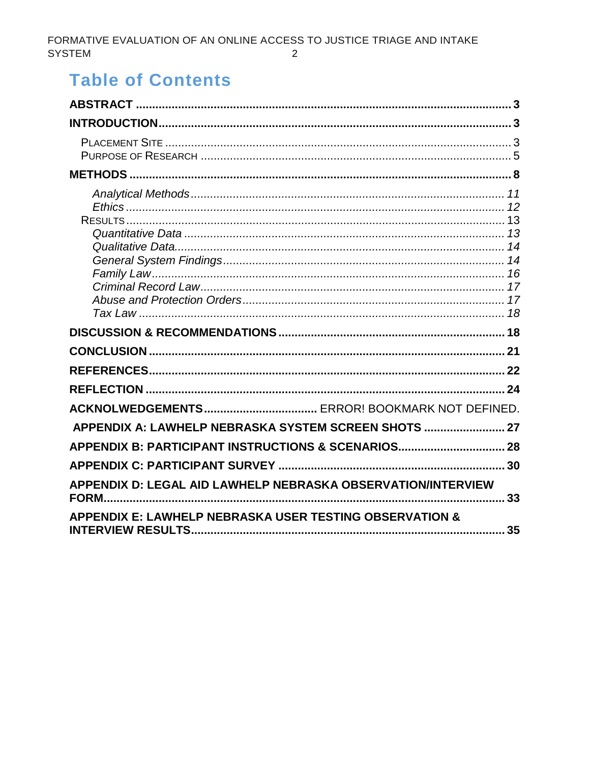# Table of Contents

**ABSTRACT** ........ 3

**INTRODUCTION** ........ 3

- PLACEMENT SITE ........ 3
- PURPOSE OF RESEARCH ........ 5

**METHODS** ........ 8

- *Analytical Methods* ........ 11
- *Ethics* ........ 12
- RESULTS ........ 13
  - *Quantitative Data* ........ 13
  - *Qualitative Data* ........ 14
  - *General System Findings* ........ 14
  - *Family Law* ........ 16
  - *Criminal Record Law* ........ 17
  - *Abuse and Protection Orders* ........ 17
  - *Tax Law* ........ 18

**DISCUSSION & RECOMMENDATIONS** ........ 18

**CONCLUSION** ........ 21

**REFERENCES** ........ 22

**REFLECTION** ........ 24

**ACKNOLWEDGEMENTS** ........ ERROR! BOOKMARK NOT DEFINED.

**APPENDIX A: LAWHELP NEBRASKA SYSTEM SCREEN SHOTS** ........ 27

**APPENDIX B: PARTICIPANT INSTRUCTIONS & SCENARIOS** ........ 28

**APPENDIX C: PARTICIPANT SURVEY** ........ 30

**APPENDIX D: LEGAL AID LAWHELP NEBRASKA OBSERVATION/INTERVIEW FORM** ........ 33

**APPENDIX E: LAWHELP NEBRASKA USER TESTING OBSERVATION & INTERVIEW RESULTS** ........ 35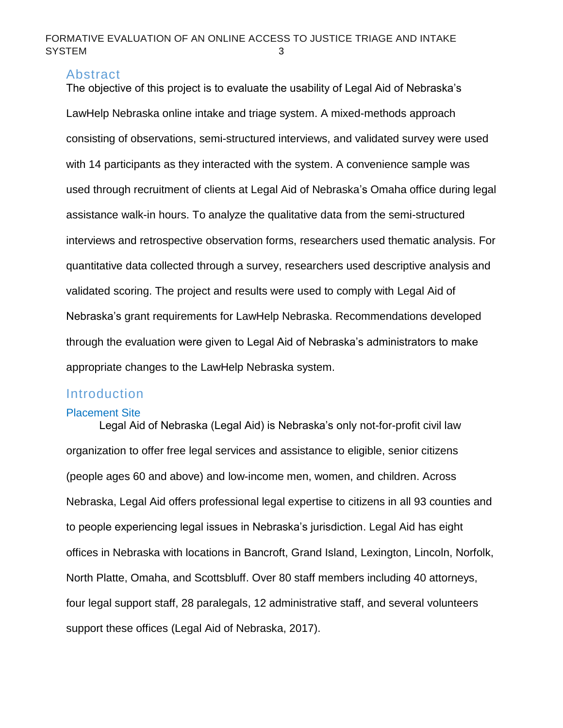## Abstract

The objective of this project is to evaluate the usability of Legal Aid of Nebraska's LawHelp Nebraska online intake and triage system. A mixed-methods approach consisting of observations, semi-structured interviews, and validated survey were used with 14 participants as they interacted with the system. A convenience sample was used through recruitment of clients at Legal Aid of Nebraska's Omaha office during legal assistance walk-in hours. To analyze the qualitative data from the semi-structured interviews and retrospective observation forms, researchers used thematic analysis. For quantitative data collected through a survey, researchers used descriptive analysis and validated scoring. The project and results were used to comply with Legal Aid of Nebraska's grant requirements for LawHelp Nebraska. Recommendations developed through the evaluation were given to Legal Aid of Nebraska's administrators to make appropriate changes to the LawHelp Nebraska system.

## Introduction

### Placement Site

Legal Aid of Nebraska (Legal Aid) is Nebraska's only not-for-profit civil law organization to offer free legal services and assistance to eligible, senior citizens (people ages 60 and above) and low-income men, women, and children. Across Nebraska, Legal Aid offers professional legal expertise to citizens in all 93 counties and to people experiencing legal issues in Nebraska's jurisdiction. Legal Aid has eight offices in Nebraska with locations in Bancroft, Grand Island, Lexington, Lincoln, Norfolk, North Platte, Omaha, and Scottsbluff. Over 80 staff members including 40 attorneys, four legal support staff, 28 paralegals, 12 administrative staff, and several volunteers support these offices (Legal Aid of Nebraska, 2017).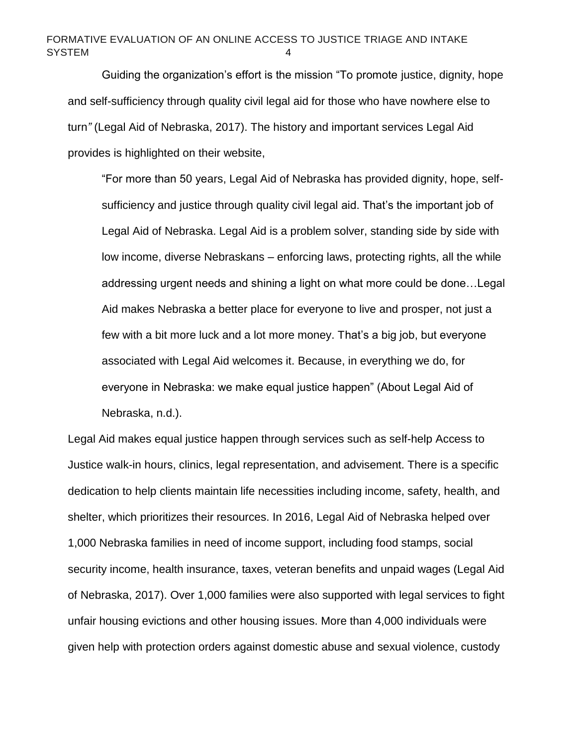Guiding the organization's effort is the mission "To promote justice, dignity, hope and self-sufficiency through quality civil legal aid for those who have nowhere else to turn" (Legal Aid of Nebraska, 2017). The history and important services Legal Aid provides is highlighted on their website,

> "For more than 50 years, Legal Aid of Nebraska has provided dignity, hope, self-sufficiency and justice through quality civil legal aid. That's the important job of Legal Aid of Nebraska. Legal Aid is a problem solver, standing side by side with low income, diverse Nebraskans – enforcing laws, protecting rights, all the while addressing urgent needs and shining a light on what more could be done…Legal Aid makes Nebraska a better place for everyone to live and prosper, not just a few with a bit more luck and a lot more money. That's a big job, but everyone associated with Legal Aid welcomes it. Because, in everything we do, for everyone in Nebraska: we make equal justice happen" (About Legal Aid of Nebraska, n.d.).

Legal Aid makes equal justice happen through services such as self-help Access to Justice walk-in hours, clinics, legal representation, and advisement. There is a specific dedication to help clients maintain life necessities including income, safety, health, and shelter, which prioritizes their resources. In 2016, Legal Aid of Nebraska helped over 1,000 Nebraska families in need of income support, including food stamps, social security income, health insurance, taxes, veteran benefits and unpaid wages (Legal Aid of Nebraska, 2017). Over 1,000 families were also supported with legal services to fight unfair housing evictions and other housing issues. More than 4,000 individuals were given help with protection orders against domestic abuse and sexual violence, custody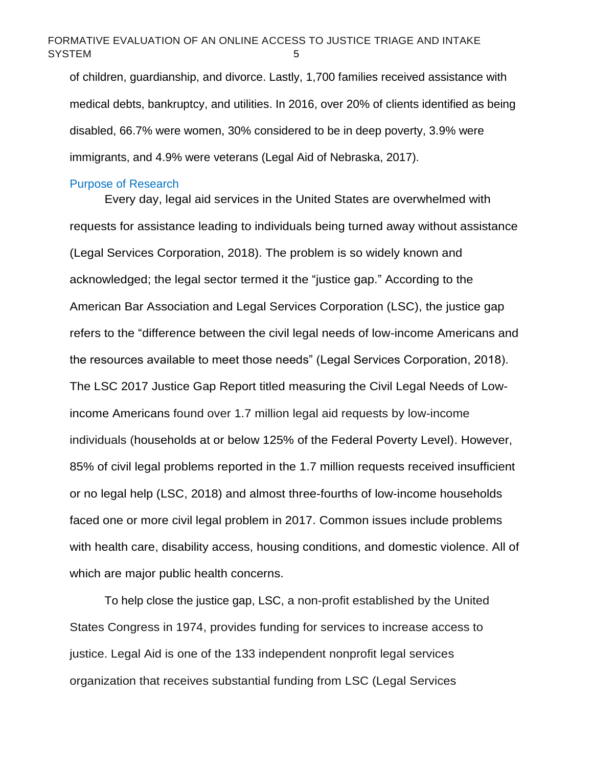of children, guardianship, and divorce. Lastly, 1,700 families received assistance with medical debts, bankruptcy, and utilities. In 2016, over 20% of clients identified as being disabled, 66.7% were women, 30% considered to be in deep poverty, 3.9% were immigrants, and 4.9% were veterans (Legal Aid of Nebraska, 2017).

## Purpose of Research

Every day, legal aid services in the United States are overwhelmed with requests for assistance leading to individuals being turned away without assistance (Legal Services Corporation, 2018). The problem is so widely known and acknowledged; the legal sector termed it the "justice gap." According to the American Bar Association and Legal Services Corporation (LSC), the justice gap refers to the "difference between the civil legal needs of low-income Americans and the resources available to meet those needs" (Legal Services Corporation, 2018). The LSC 2017 Justice Gap Report titled measuring the Civil Legal Needs of Low-income Americans found over 1.7 million legal aid requests by low-income individuals (households at or below 125% of the Federal Poverty Level). However, 85% of civil legal problems reported in the 1.7 million requests received insufficient or no legal help (LSC, 2018) and almost three-fourths of low-income households faced one or more civil legal problem in 2017. Common issues include problems with health care, disability access, housing conditions, and domestic violence. All of which are major public health concerns.

To help close the justice gap, LSC, a non-profit established by the United States Congress in 1974, provides funding for services to increase access to justice. Legal Aid is one of the 133 independent nonprofit legal services organization that receives substantial funding from LSC (Legal Services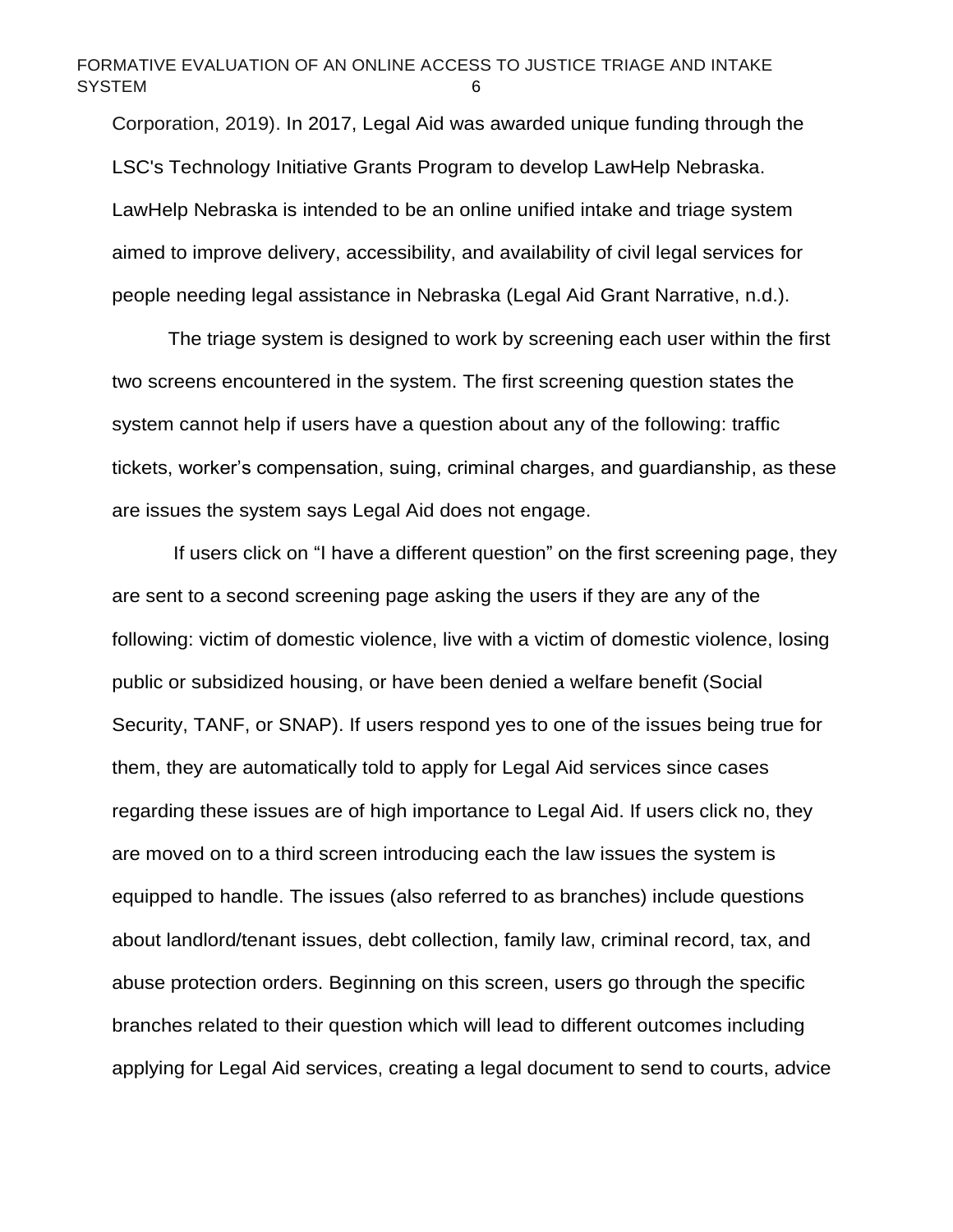Corporation, 2019). In 2017, Legal Aid was awarded unique funding through the LSC's Technology Initiative Grants Program to develop LawHelp Nebraska. LawHelp Nebraska is intended to be an online unified intake and triage system aimed to improve delivery, accessibility, and availability of civil legal services for people needing legal assistance in Nebraska (Legal Aid Grant Narrative, n.d.).

The triage system is designed to work by screening each user within the first two screens encountered in the system. The first screening question states the system cannot help if users have a question about any of the following: traffic tickets, worker's compensation, suing, criminal charges, and guardianship, as these are issues the system says Legal Aid does not engage.

If users click on "I have a different question" on the first screening page, they are sent to a second screening page asking the users if they are any of the following: victim of domestic violence, live with a victim of domestic violence, losing public or subsidized housing, or have been denied a welfare benefit (Social Security, TANF, or SNAP). If users respond yes to one of the issues being true for them, they are automatically told to apply for Legal Aid services since cases regarding these issues are of high importance to Legal Aid. If users click no, they are moved on to a third screen introducing each the law issues the system is equipped to handle. The issues (also referred to as branches) include questions about landlord/tenant issues, debt collection, family law, criminal record, tax, and abuse protection orders. Beginning on this screen, users go through the specific branches related to their question which will lead to different outcomes including applying for Legal Aid services, creating a legal document to send to courts, advice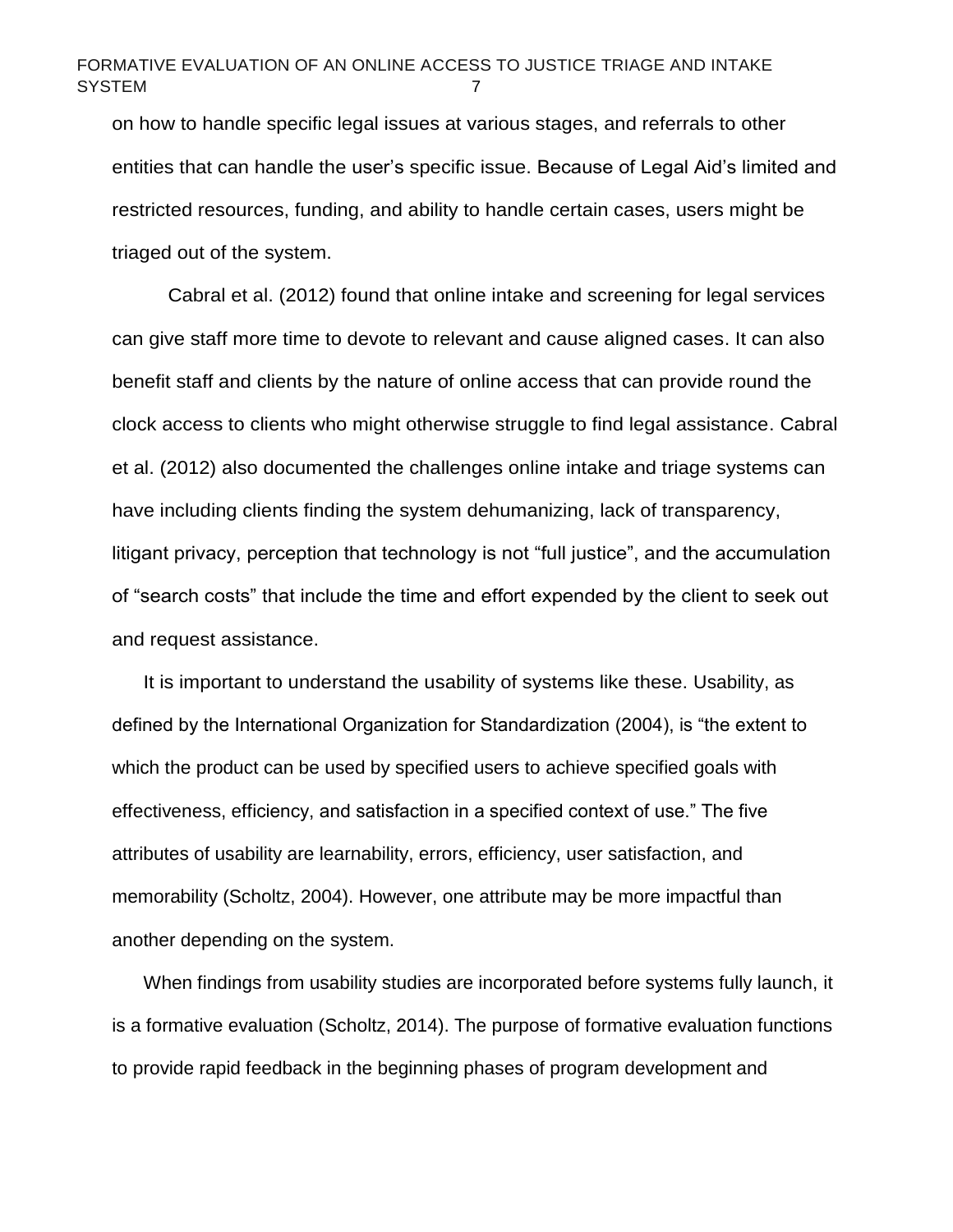on how to handle specific legal issues at various stages, and referrals to other entities that can handle the user's specific issue. Because of Legal Aid's limited and restricted resources, funding, and ability to handle certain cases, users might be triaged out of the system.

Cabral et al. (2012) found that online intake and screening for legal services can give staff more time to devote to relevant and cause aligned cases. It can also benefit staff and clients by the nature of online access that can provide round the clock access to clients who might otherwise struggle to find legal assistance. Cabral et al. (2012) also documented the challenges online intake and triage systems can have including clients finding the system dehumanizing, lack of transparency, litigant privacy, perception that technology is not "full justice", and the accumulation of "search costs" that include the time and effort expended by the client to seek out and request assistance.

It is important to understand the usability of systems like these. Usability, as defined by the International Organization for Standardization (2004), is "the extent to which the product can be used by specified users to achieve specified goals with effectiveness, efficiency, and satisfaction in a specified context of use." The five attributes of usability are learnability, errors, efficiency, user satisfaction, and memorability (Scholtz, 2004). However, one attribute may be more impactful than another depending on the system.

When findings from usability studies are incorporated before systems fully launch, it is a formative evaluation (Scholtz, 2014). The purpose of formative evaluation functions to provide rapid feedback in the beginning phases of program development and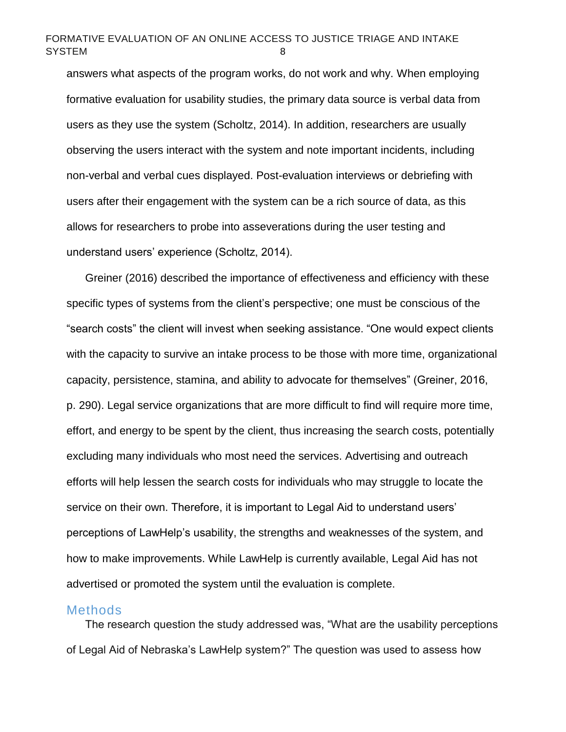answers what aspects of the program works, do not work and why. When employing formative evaluation for usability studies, the primary data source is verbal data from users as they use the system (Scholtz, 2014). In addition, researchers are usually observing the users interact with the system and note important incidents, including non-verbal and verbal cues displayed. Post-evaluation interviews or debriefing with users after their engagement with the system can be a rich source of data, as this allows for researchers to probe into asseverations during the user testing and understand users' experience (Scholtz, 2014).

Greiner (2016) described the importance of effectiveness and efficiency with these specific types of systems from the client's perspective; one must be conscious of the "search costs" the client will invest when seeking assistance. "One would expect clients with the capacity to survive an intake process to be those with more time, organizational capacity, persistence, stamina, and ability to advocate for themselves" (Greiner, 2016, p. 290). Legal service organizations that are more difficult to find will require more time, effort, and energy to be spent by the client, thus increasing the search costs, potentially excluding many individuals who most need the services. Advertising and outreach efforts will help lessen the search costs for individuals who may struggle to locate the service on their own. Therefore, it is important to Legal Aid to understand users' perceptions of LawHelp's usability, the strengths and weaknesses of the system, and how to make improvements. While LawHelp is currently available, Legal Aid has not advertised or promoted the system until the evaluation is complete.

## Methods

The research question the study addressed was, "What are the usability perceptions of Legal Aid of Nebraska's LawHelp system?" The question was used to assess how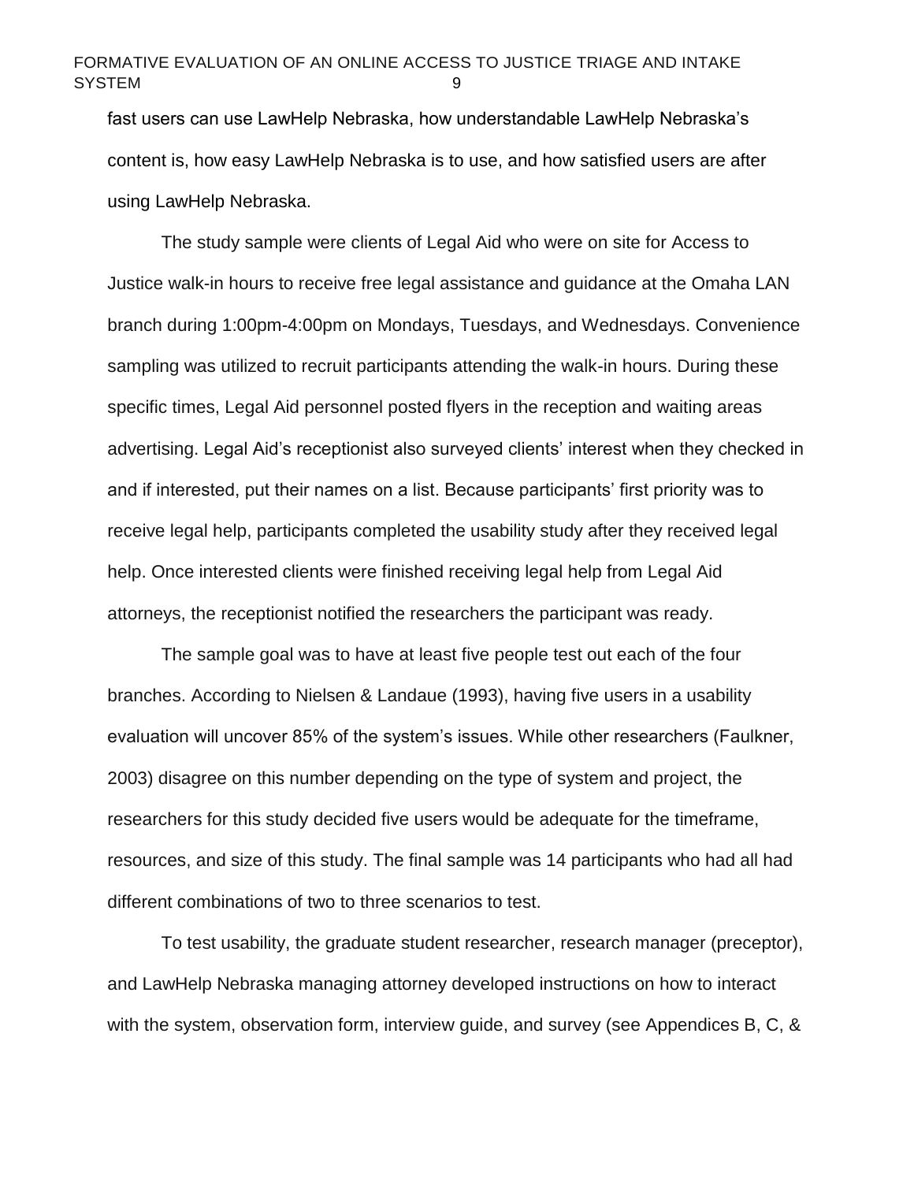fast users can use LawHelp Nebraska, how understandable LawHelp Nebraska's content is, how easy LawHelp Nebraska is to use, and how satisfied users are after using LawHelp Nebraska.

The study sample were clients of Legal Aid who were on site for Access to Justice walk-in hours to receive free legal assistance and guidance at the Omaha LAN branch during 1:00pm-4:00pm on Mondays, Tuesdays, and Wednesdays. Convenience sampling was utilized to recruit participants attending the walk-in hours. During these specific times, Legal Aid personnel posted flyers in the reception and waiting areas advertising. Legal Aid's receptionist also surveyed clients' interest when they checked in and if interested, put their names on a list. Because participants' first priority was to receive legal help, participants completed the usability study after they received legal help. Once interested clients were finished receiving legal help from Legal Aid attorneys, the receptionist notified the researchers the participant was ready.

The sample goal was to have at least five people test out each of the four branches. According to Nielsen & Landaue (1993), having five users in a usability evaluation will uncover 85% of the system's issues. While other researchers (Faulkner, 2003) disagree on this number depending on the type of system and project, the researchers for this study decided five users would be adequate for the timeframe, resources, and size of this study. The final sample was 14 participants who had all had different combinations of two to three scenarios to test.

To test usability, the graduate student researcher, research manager (preceptor), and LawHelp Nebraska managing attorney developed instructions on how to interact with the system, observation form, interview guide, and survey (see Appendices B, C, &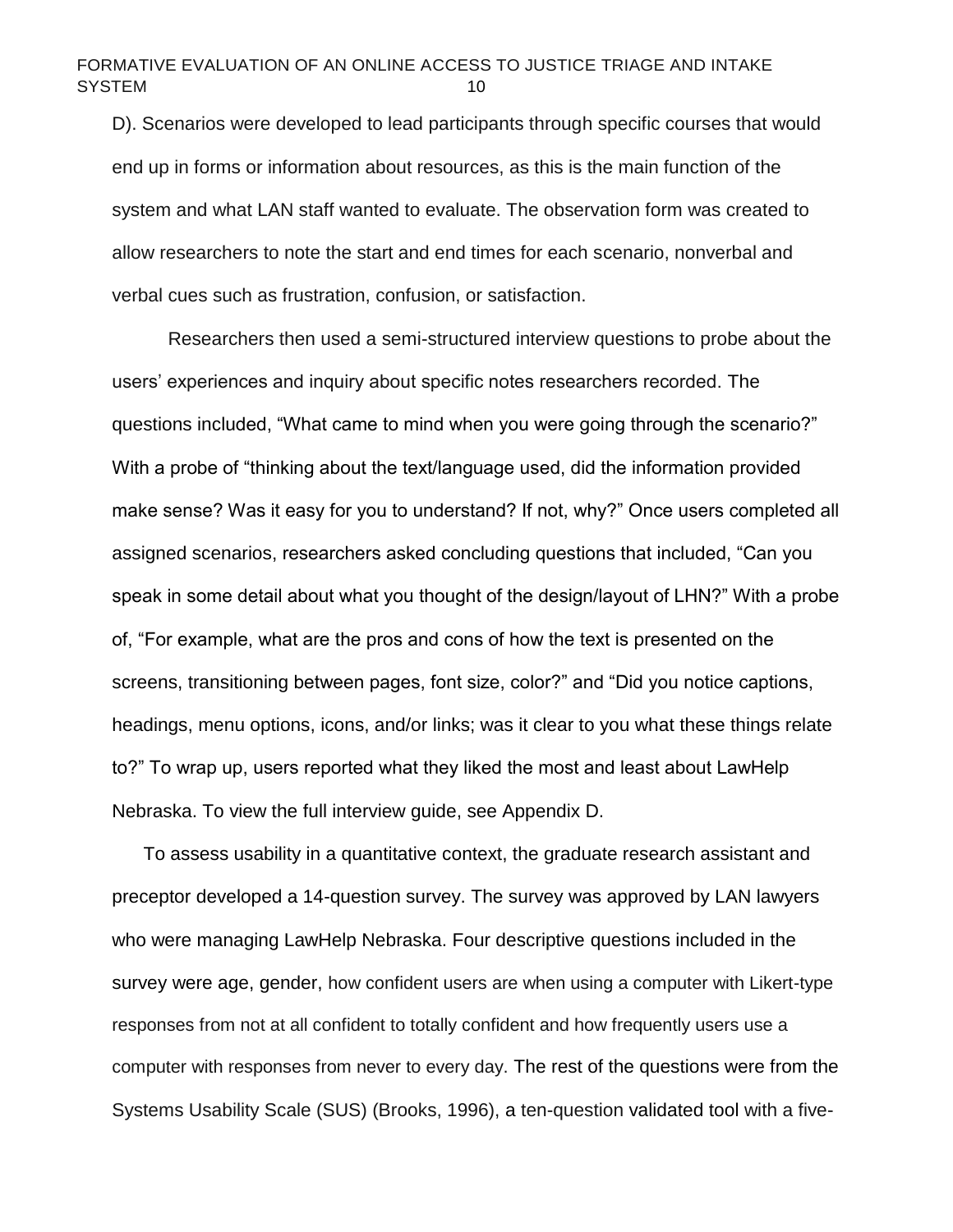D). Scenarios were developed to lead participants through specific courses that would end up in forms or information about resources, as this is the main function of the system and what LAN staff wanted to evaluate. The observation form was created to allow researchers to note the start and end times for each scenario, nonverbal and verbal cues such as frustration, confusion, or satisfaction.

Researchers then used a semi-structured interview questions to probe about the users' experiences and inquiry about specific notes researchers recorded. The questions included, "What came to mind when you were going through the scenario?" With a probe of "thinking about the text/language used, did the information provided make sense? Was it easy for you to understand? If not, why?" Once users completed all assigned scenarios, researchers asked concluding questions that included, "Can you speak in some detail about what you thought of the design/layout of LHN?" With a probe of, "For example, what are the pros and cons of how the text is presented on the screens, transitioning between pages, font size, color?" and "Did you notice captions, headings, menu options, icons, and/or links; was it clear to you what these things relate to?" To wrap up, users reported what they liked the most and least about LawHelp Nebraska. To view the full interview guide, see Appendix D.

To assess usability in a quantitative context, the graduate research assistant and preceptor developed a 14-question survey. The survey was approved by LAN lawyers who were managing LawHelp Nebraska. Four descriptive questions included in the survey were age, gender, how confident users are when using a computer with Likert-type responses from not at all confident to totally confident and how frequently users use a computer with responses from never to every day. The rest of the questions were from the Systems Usability Scale (SUS) (Brooks, 1996), a ten-question validated tool with a five-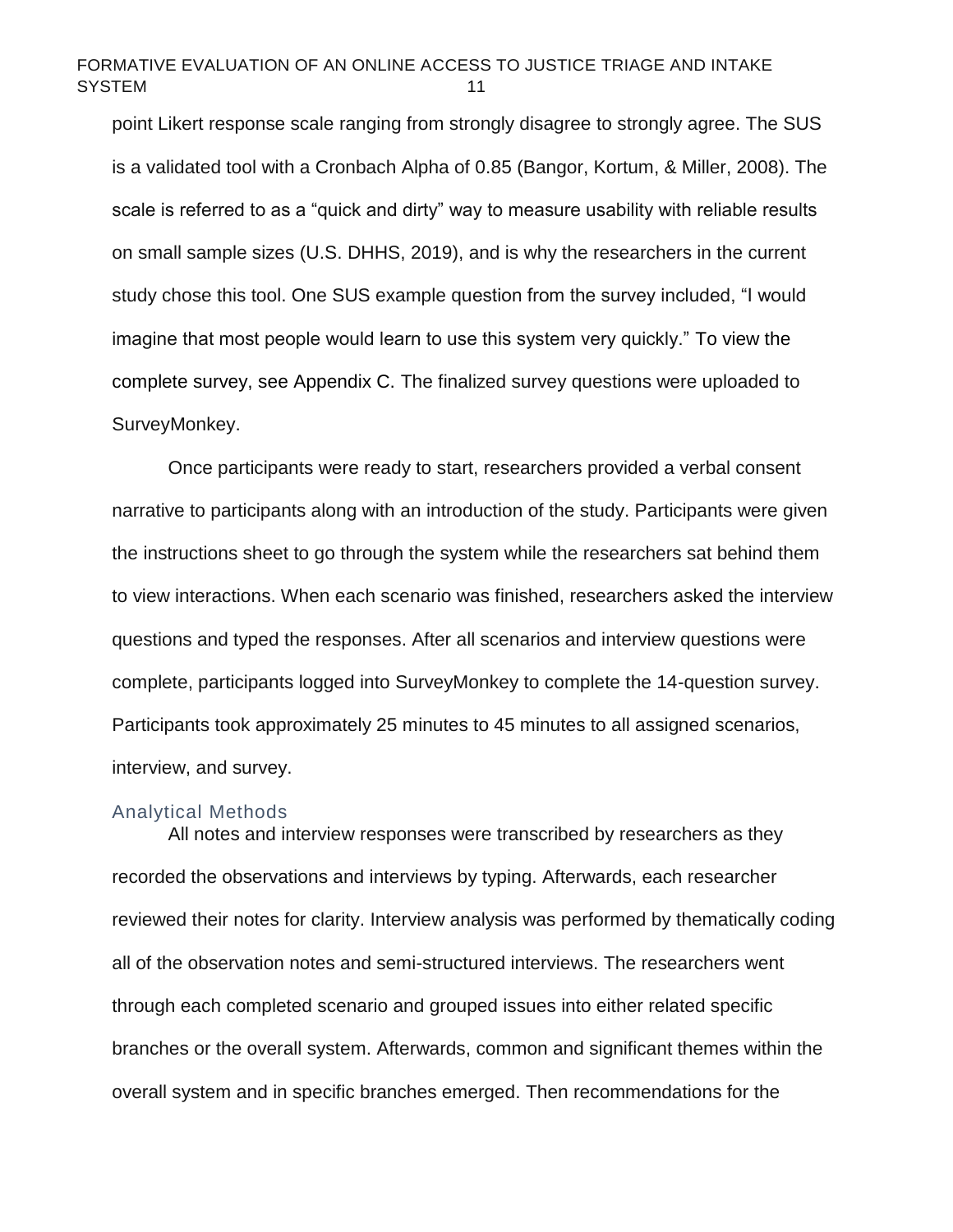point Likert response scale ranging from strongly disagree to strongly agree. The SUS is a validated tool with a Cronbach Alpha of 0.85 (Bangor, Kortum, & Miller, 2008). The scale is referred to as a "quick and dirty" way to measure usability with reliable results on small sample sizes (U.S. DHHS, 2019), and is why the researchers in the current study chose this tool. One SUS example question from the survey included, "I would imagine that most people would learn to use this system very quickly." To view the complete survey, see Appendix C. The finalized survey questions were uploaded to SurveyMonkey.

Once participants were ready to start, researchers provided a verbal consent narrative to participants along with an introduction of the study. Participants were given the instructions sheet to go through the system while the researchers sat behind them to view interactions. When each scenario was finished, researchers asked the interview questions and typed the responses. After all scenarios and interview questions were complete, participants logged into SurveyMonkey to complete the 14-question survey. Participants took approximately 25 minutes to 45 minutes to all assigned scenarios, interview, and survey.

### Analytical Methods

All notes and interview responses were transcribed by researchers as they recorded the observations and interviews by typing. Afterwards, each researcher reviewed their notes for clarity. Interview analysis was performed by thematically coding all of the observation notes and semi-structured interviews. The researchers went through each completed scenario and grouped issues into either related specific branches or the overall system. Afterwards, common and significant themes within the overall system and in specific branches emerged. Then recommendations for the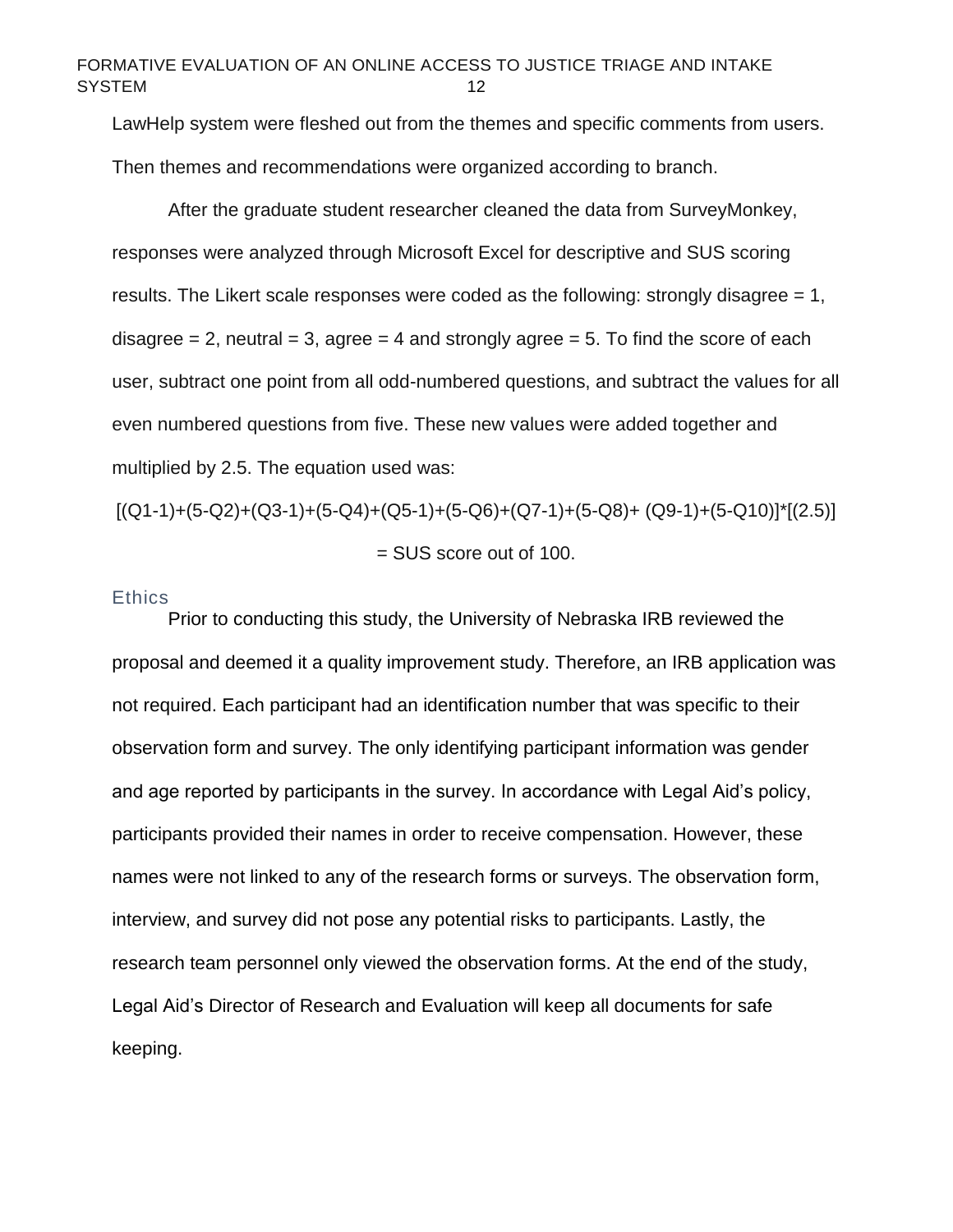LawHelp system were fleshed out from the themes and specific comments from users. Then themes and recommendations were organized according to branch.

After the graduate student researcher cleaned the data from SurveyMonkey, responses were analyzed through Microsoft Excel for descriptive and SUS scoring results. The Likert scale responses were coded as the following: strongly disagree = 1, disagree = 2, neutral = 3, agree = 4 and strongly agree = 5. To find the score of each user, subtract one point from all odd-numbered questions, and subtract the values for all even numbered questions from five. These new values were added together and multiplied by 2.5. The equation used was:

$$[(Q1-1)+(5-Q2)+(Q3-1)+(5-Q4)+(Q5-1)+(5-Q6)+(Q7-1)+(5-Q8)+(Q9-1)+(5-Q10)]*[(2.5)] = \text{SUS score out of 100.}$$

## Ethics

Prior to conducting this study, the University of Nebraska IRB reviewed the proposal and deemed it a quality improvement study. Therefore, an IRB application was not required. Each participant had an identification number that was specific to their observation form and survey. The only identifying participant information was gender and age reported by participants in the survey. In accordance with Legal Aid's policy, participants provided their names in order to receive compensation. However, these names were not linked to any of the research forms or surveys. The observation form, interview, and survey did not pose any potential risks to participants. Lastly, the research team personnel only viewed the observation forms. At the end of the study, Legal Aid's Director of Research and Evaluation will keep all documents for safe keeping.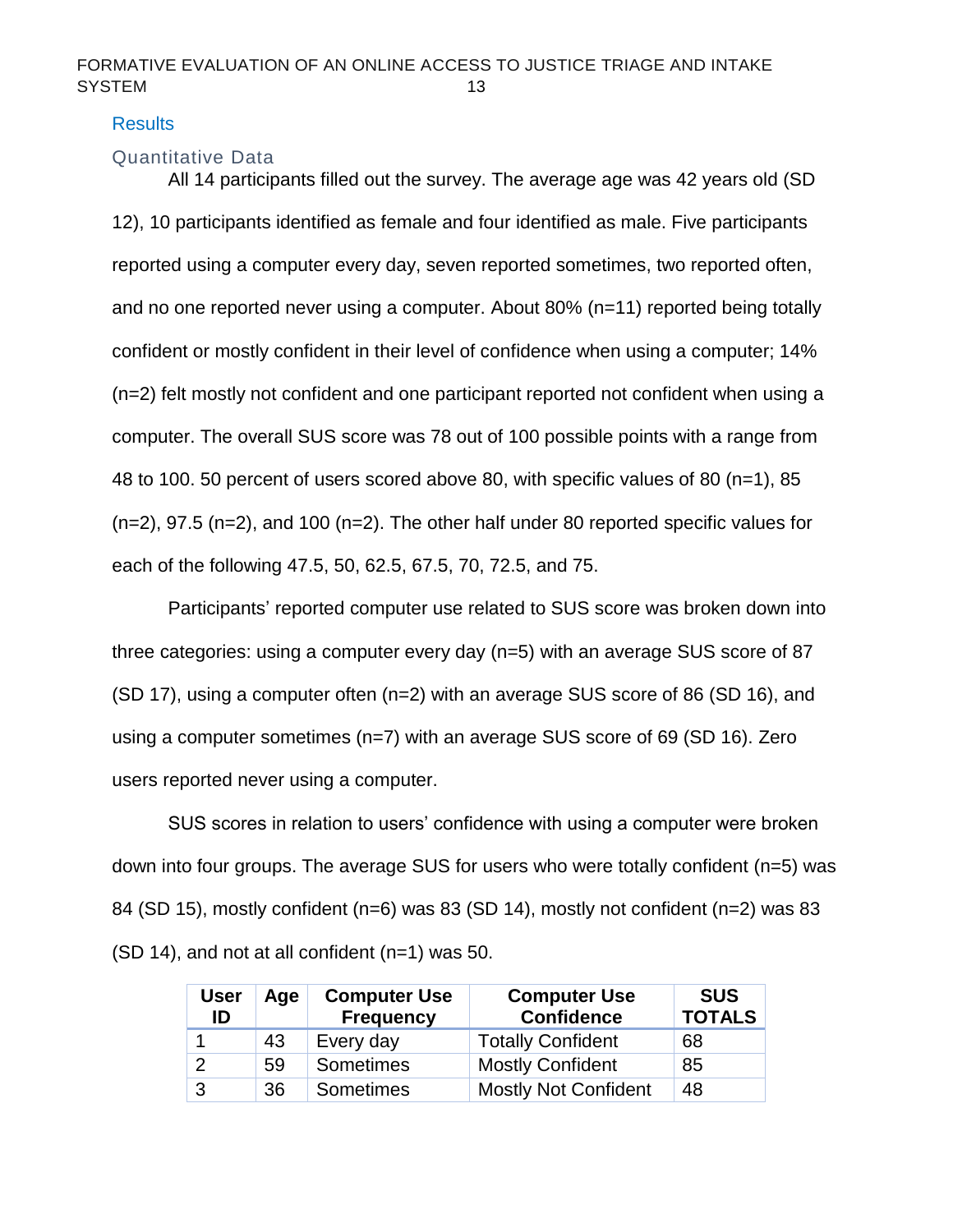## Results

### Quantitative Data

All 14 participants filled out the survey. The average age was 42 years old (SD 12), 10 participants identified as female and four identified as male. Five participants reported using a computer every day, seven reported sometimes, two reported often, and no one reported never using a computer. About 80% (n=11) reported being totally confident or mostly confident in their level of confidence when using a computer; 14% (n=2) felt mostly not confident and one participant reported not confident when using a computer. The overall SUS score was 78 out of 100 possible points with a range from 48 to 100. 50 percent of users scored above 80, with specific values of 80 (n=1), 85 (n=2), 97.5 (n=2), and 100 (n=2). The other half under 80 reported specific values for each of the following 47.5, 50, 62.5, 67.5, 70, 72.5, and 75.

Participants' reported computer use related to SUS score was broken down into three categories: using a computer every day (n=5) with an average SUS score of 87 (SD 17), using a computer often (n=2) with an average SUS score of 86 (SD 16), and using a computer sometimes (n=7) with an average SUS score of 69 (SD 16). Zero users reported never using a computer.

SUS scores in relation to users' confidence with using a computer were broken down into four groups. The average SUS for users who were totally confident (n=5) was 84 (SD 15), mostly confident (n=6) was 83 (SD 14), mostly not confident (n=2) was 83 (SD 14), and not at all confident (n=1) was 50.

| User ID | Age | Computer Use Frequency | Computer Use Confidence | SUS TOTALS |
|---|---|---|---|---|
| 1 | 43 | Every day | Totally Confident | 68 |
| 2 | 59 | Sometimes | Mostly Confident | 85 |
| 3 | 36 | Sometimes | Mostly Not Confident | 48 |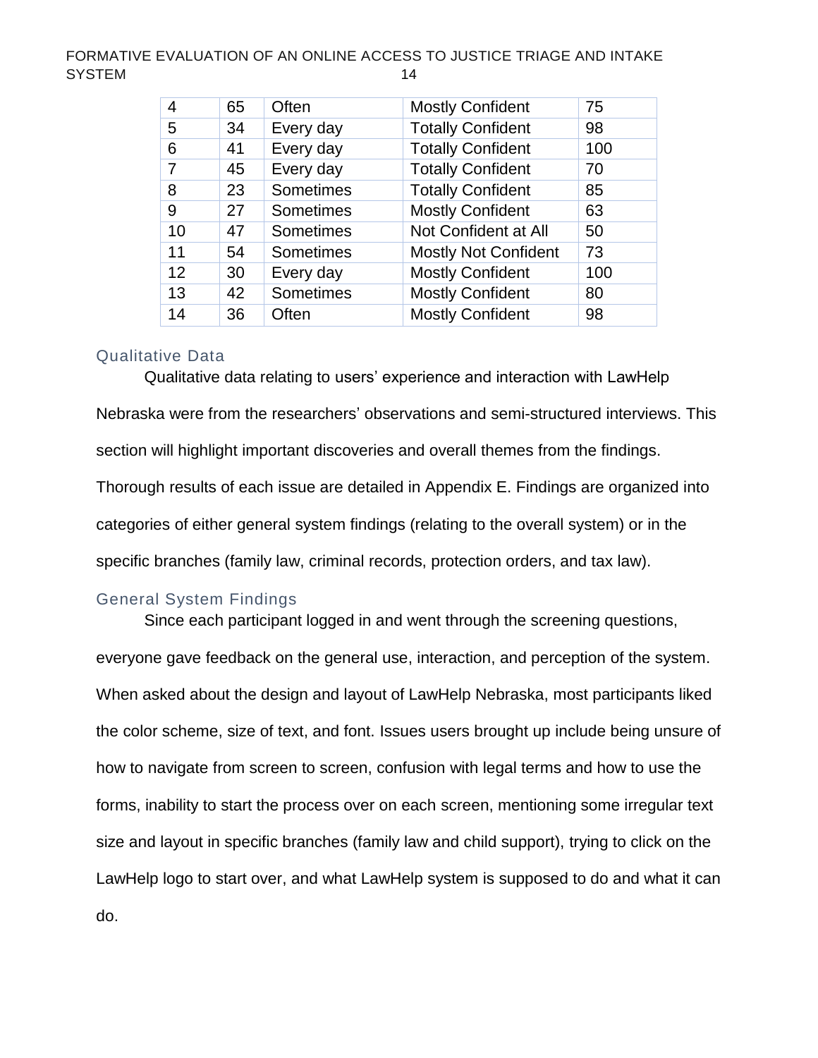| 4 | 65 | Often | Mostly Confident | 75 |
|---|---|---|---|---|
| 5 | 34 | Every day | Totally Confident | 98 |
| 6 | 41 | Every day | Totally Confident | 100 |
| 7 | 45 | Every day | Totally Confident | 70 |
| 8 | 23 | Sometimes | Totally Confident | 85 |
| 9 | 27 | Sometimes | Mostly Confident | 63 |
| 10 | 47 | Sometimes | Not Confident at All | 50 |
| 11 | 54 | Sometimes | Mostly Not Confident | 73 |
| 12 | 30 | Every day | Mostly Confident | 100 |
| 13 | 42 | Sometimes | Mostly Confident | 80 |
| 14 | 36 | Often | Mostly Confident | 98 |

## Qualitative Data

Qualitative data relating to users' experience and interaction with LawHelp Nebraska were from the researchers' observations and semi-structured interviews. This section will highlight important discoveries and overall themes from the findings. Thorough results of each issue are detailed in Appendix E. Findings are organized into categories of either general system findings (relating to the overall system) or in the specific branches (family law, criminal records, protection orders, and tax law).

## General System Findings

Since each participant logged in and went through the screening questions, everyone gave feedback on the general use, interaction, and perception of the system. When asked about the design and layout of LawHelp Nebraska, most participants liked the color scheme, size of text, and font. Issues users brought up include being unsure of how to navigate from screen to screen, confusion with legal terms and how to use the forms, inability to start the process over on each screen, mentioning some irregular text size and layout in specific branches (family law and child support), trying to click on the LawHelp logo to start over, and what LawHelp system is supposed to do and what it can do.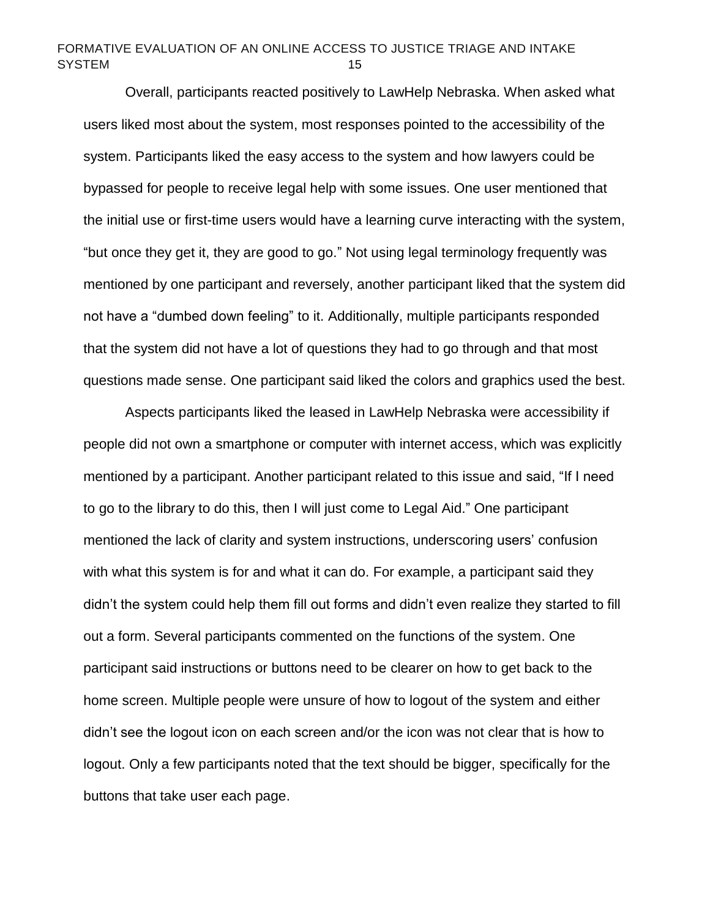Overall, participants reacted positively to LawHelp Nebraska. When asked what users liked most about the system, most responses pointed to the accessibility of the system. Participants liked the easy access to the system and how lawyers could be bypassed for people to receive legal help with some issues. One user mentioned that the initial use or first-time users would have a learning curve interacting with the system, "but once they get it, they are good to go." Not using legal terminology frequently was mentioned by one participant and reversely, another participant liked that the system did not have a "dumbed down feeling" to it. Additionally, multiple participants responded that the system did not have a lot of questions they had to go through and that most questions made sense. One participant said liked the colors and graphics used the best.

Aspects participants liked the leased in LawHelp Nebraska were accessibility if people did not own a smartphone or computer with internet access, which was explicitly mentioned by a participant. Another participant related to this issue and said, "If I need to go to the library to do this, then I will just come to Legal Aid." One participant mentioned the lack of clarity and system instructions, underscoring users' confusion with what this system is for and what it can do. For example, a participant said they didn't the system could help them fill out forms and didn't even realize they started to fill out a form. Several participants commented on the functions of the system. One participant said instructions or buttons need to be clearer on how to get back to the home screen. Multiple people were unsure of how to logout of the system and either didn't see the logout icon on each screen and/or the icon was not clear that is how to logout. Only a few participants noted that the text should be bigger, specifically for the buttons that take user each page.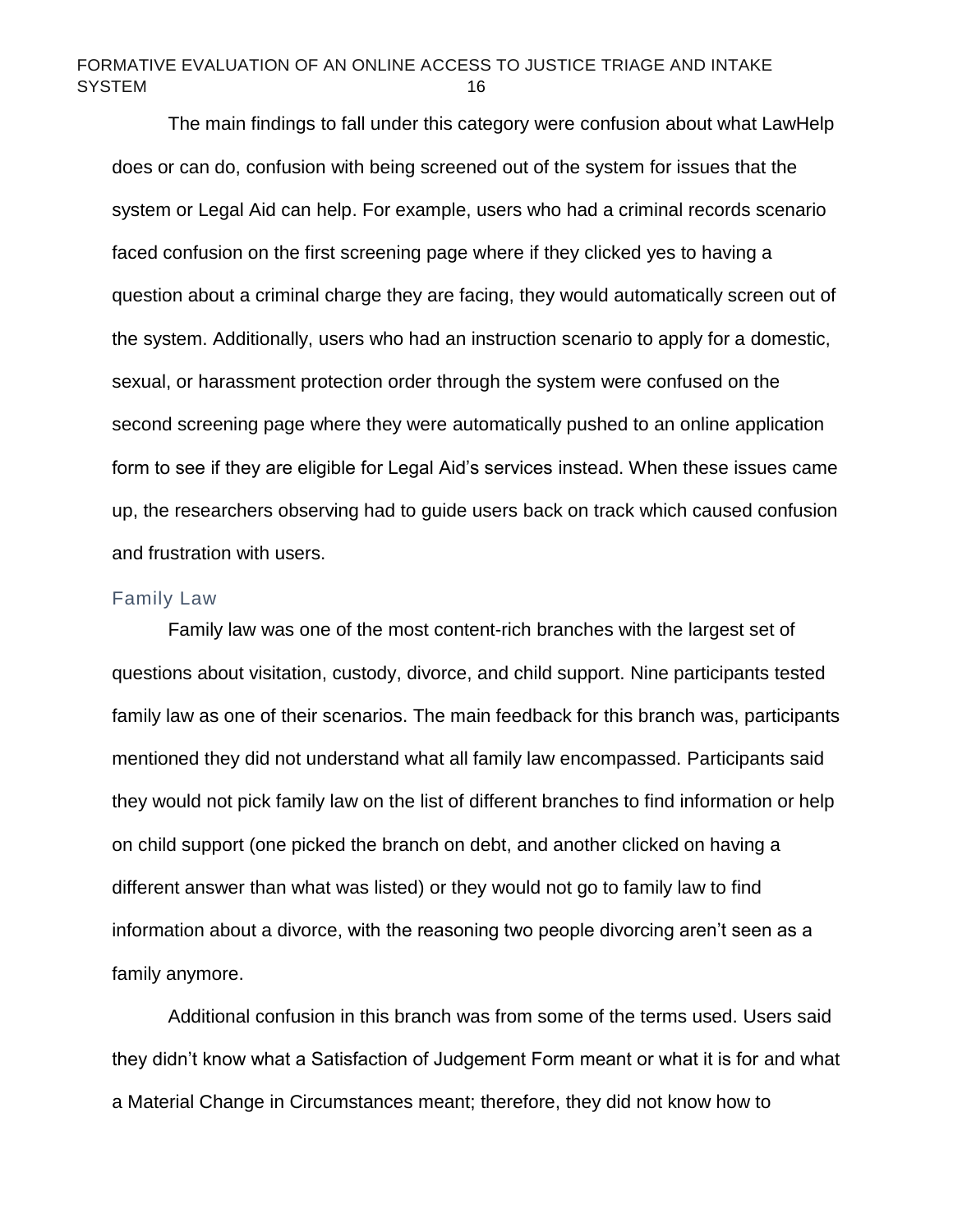The main findings to fall under this category were confusion about what LawHelp does or can do, confusion with being screened out of the system for issues that the system or Legal Aid can help. For example, users who had a criminal records scenario faced confusion on the first screening page where if they clicked yes to having a question about a criminal charge they are facing, they would automatically screen out of the system. Additionally, users who had an instruction scenario to apply for a domestic, sexual, or harassment protection order through the system were confused on the second screening page where they were automatically pushed to an online application form to see if they are eligible for Legal Aid's services instead. When these issues came up, the researchers observing had to guide users back on track which caused confusion and frustration with users.

### Family Law

Family law was one of the most content-rich branches with the largest set of questions about visitation, custody, divorce, and child support. Nine participants tested family law as one of their scenarios. The main feedback for this branch was, participants mentioned they did not understand what all family law encompassed. Participants said they would not pick family law on the list of different branches to find information or help on child support (one picked the branch on debt, and another clicked on having a different answer than what was listed) or they would not go to family law to find information about a divorce, with the reasoning two people divorcing aren't seen as a family anymore.

Additional confusion in this branch was from some of the terms used. Users said they didn't know what a Satisfaction of Judgement Form meant or what it is for and what a Material Change in Circumstances meant; therefore, they did not know how to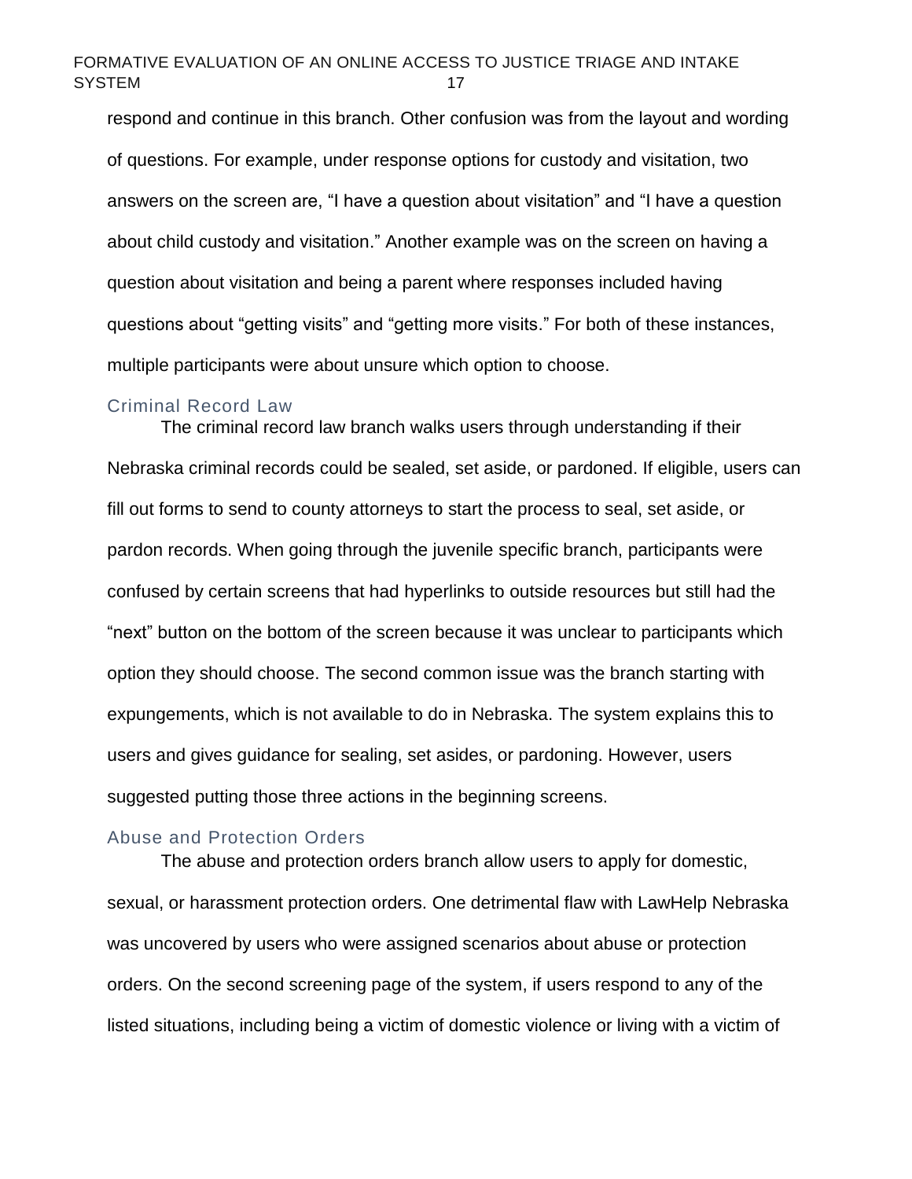respond and continue in this branch. Other confusion was from the layout and wording of questions. For example, under response options for custody and visitation, two answers on the screen are, “I have a question about visitation” and “I have a question about child custody and visitation.” Another example was on the screen on having a question about visitation and being a parent where responses included having questions about “getting visits” and “getting more visits.” For both of these instances, multiple participants were about unsure which option to choose.

### Criminal Record Law

The criminal record law branch walks users through understanding if their Nebraska criminal records could be sealed, set aside, or pardoned. If eligible, users can fill out forms to send to county attorneys to start the process to seal, set aside, or pardon records. When going through the juvenile specific branch, participants were confused by certain screens that had hyperlinks to outside resources but still had the “next” button on the bottom of the screen because it was unclear to participants which option they should choose. The second common issue was the branch starting with expungements, which is not available to do in Nebraska. The system explains this to users and gives guidance for sealing, set asides, or pardoning. However, users suggested putting those three actions in the beginning screens.

### Abuse and Protection Orders

The abuse and protection orders branch allow users to apply for domestic, sexual, or harassment protection orders. One detrimental flaw with LawHelp Nebraska was uncovered by users who were assigned scenarios about abuse or protection orders. On the second screening page of the system, if users respond to any of the listed situations, including being a victim of domestic violence or living with a victim of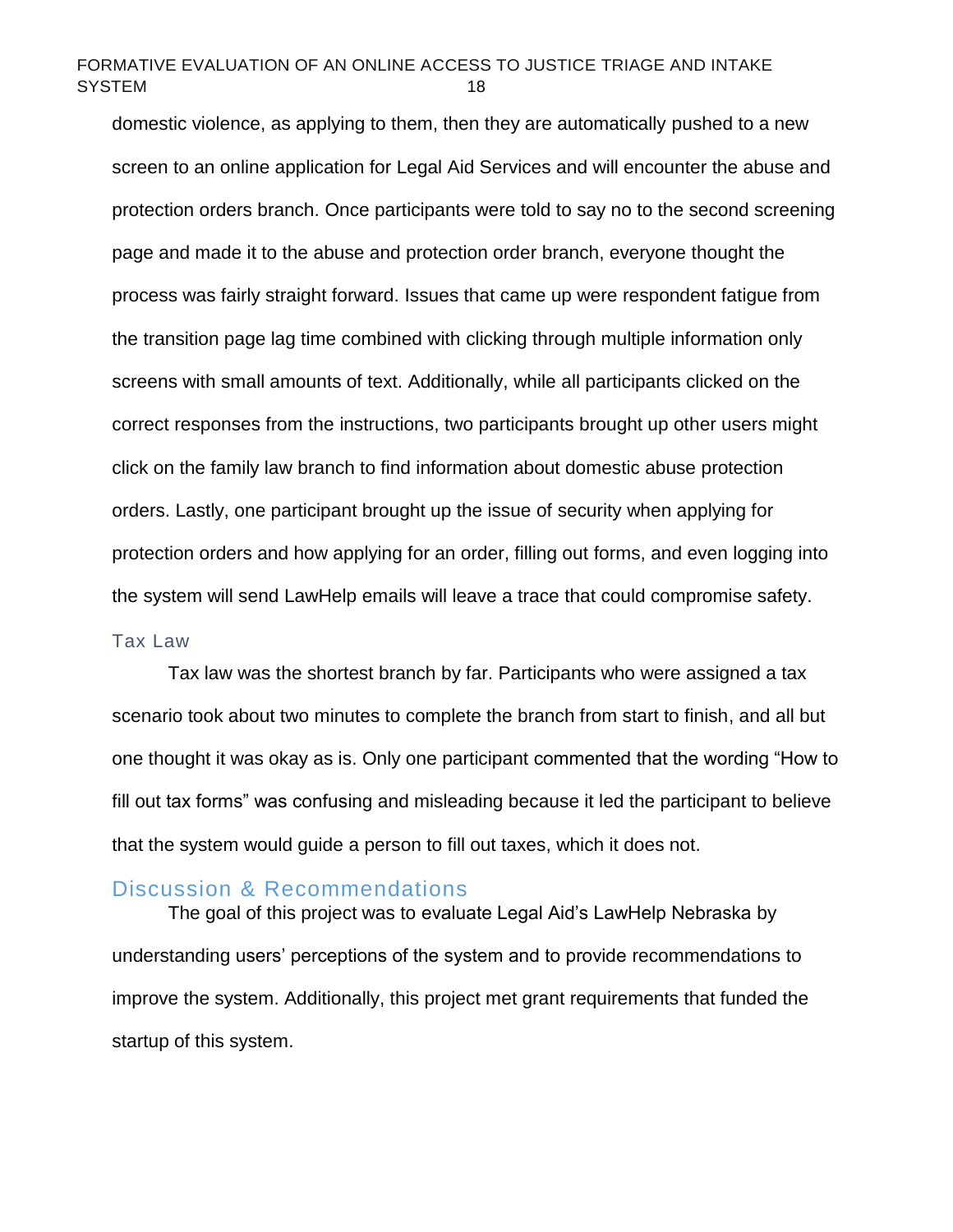domestic violence, as applying to them, then they are automatically pushed to a new screen to an online application for Legal Aid Services and will encounter the abuse and protection orders branch. Once participants were told to say no to the second screening page and made it to the abuse and protection order branch, everyone thought the process was fairly straight forward. Issues that came up were respondent fatigue from the transition page lag time combined with clicking through multiple information only screens with small amounts of text. Additionally, while all participants clicked on the correct responses from the instructions, two participants brought up other users might click on the family law branch to find information about domestic abuse protection orders. Lastly, one participant brought up the issue of security when applying for protection orders and how applying for an order, filling out forms, and even logging into the system will send LawHelp emails will leave a trace that could compromise safety.

### Tax Law

Tax law was the shortest branch by far. Participants who were assigned a tax scenario took about two minutes to complete the branch from start to finish, and all but one thought it was okay as is. Only one participant commented that the wording "How to fill out tax forms" was confusing and misleading because it led the participant to believe that the system would guide a person to fill out taxes, which it does not.

## Discussion & Recommendations

The goal of this project was to evaluate Legal Aid's LawHelp Nebraska by understanding users' perceptions of the system and to provide recommendations to improve the system. Additionally, this project met grant requirements that funded the startup of this system.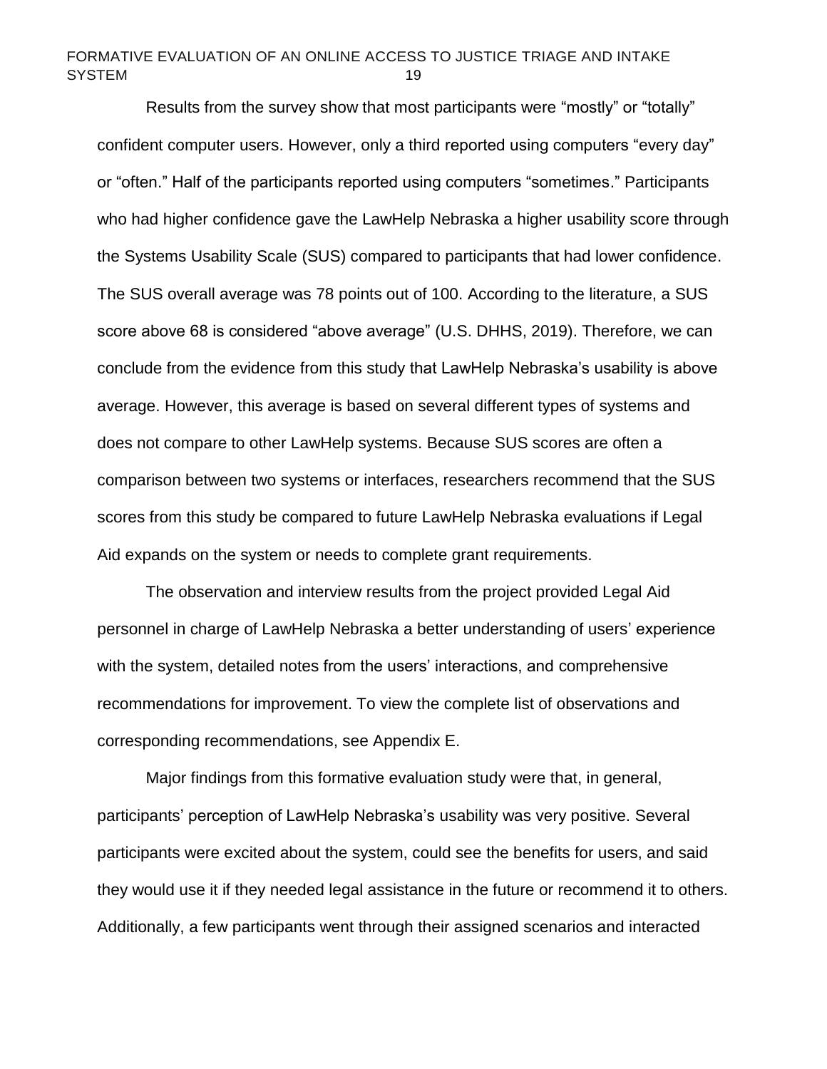Results from the survey show that most participants were “mostly” or “totally” confident computer users. However, only a third reported using computers “every day” or “often.” Half of the participants reported using computers “sometimes.” Participants who had higher confidence gave the LawHelp Nebraska a higher usability score through the Systems Usability Scale (SUS) compared to participants that had lower confidence. The SUS overall average was 78 points out of 100. According to the literature, a SUS score above 68 is considered “above average” (U.S. DHHS, 2019). Therefore, we can conclude from the evidence from this study that LawHelp Nebraska’s usability is above average. However, this average is based on several different types of systems and does not compare to other LawHelp systems. Because SUS scores are often a comparison between two systems or interfaces, researchers recommend that the SUS scores from this study be compared to future LawHelp Nebraska evaluations if Legal Aid expands on the system or needs to complete grant requirements.

The observation and interview results from the project provided Legal Aid personnel in charge of LawHelp Nebraska a better understanding of users’ experience with the system, detailed notes from the users’ interactions, and comprehensive recommendations for improvement. To view the complete list of observations and corresponding recommendations, see Appendix E.

Major findings from this formative evaluation study were that, in general, participants’ perception of LawHelp Nebraska’s usability was very positive. Several participants were excited about the system, could see the benefits for users, and said they would use it if they needed legal assistance in the future or recommend it to others. Additionally, a few participants went through their assigned scenarios and interacted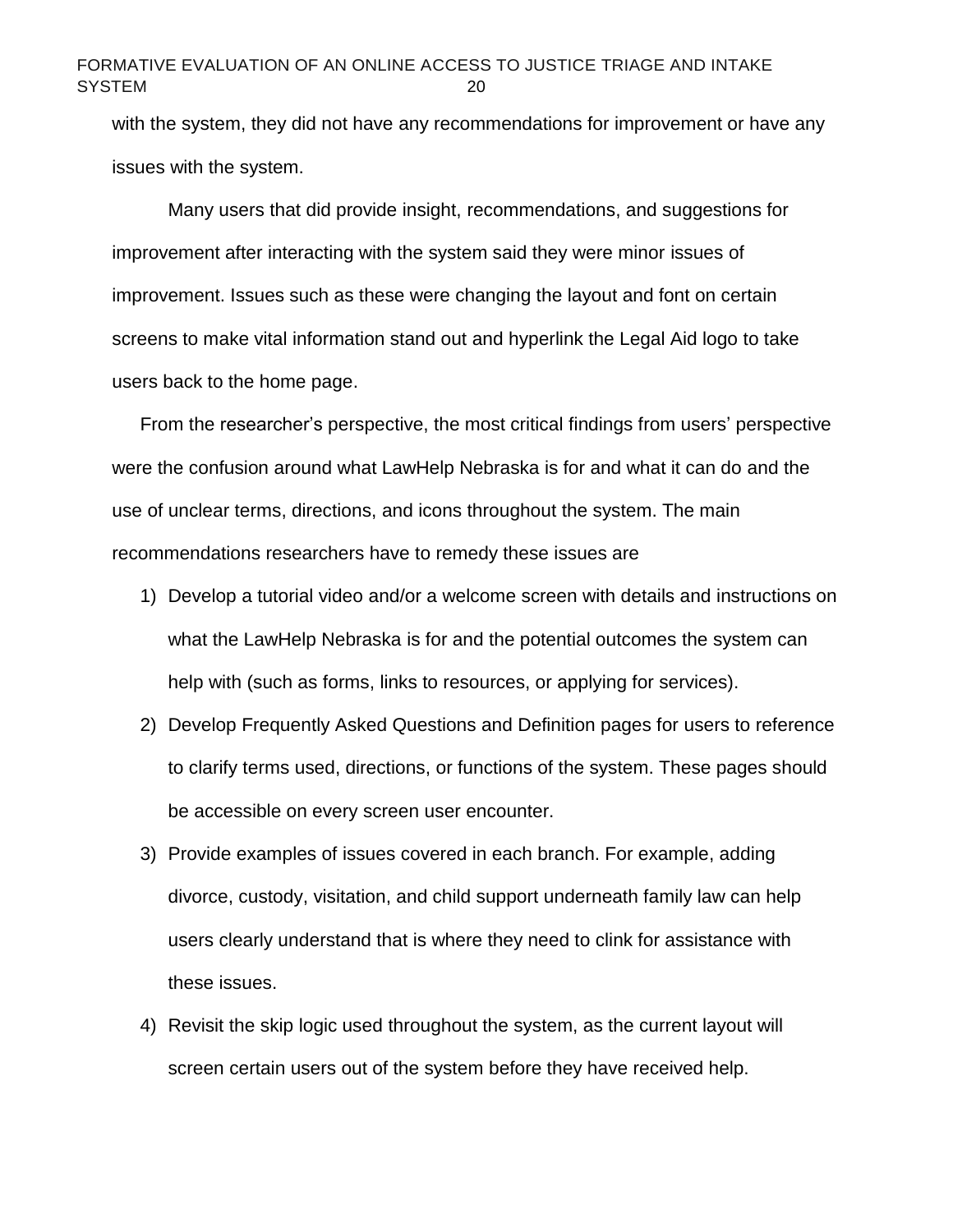with the system, they did not have any recommendations for improvement or have any issues with the system.

Many users that did provide insight, recommendations, and suggestions for improvement after interacting with the system said they were minor issues of improvement. Issues such as these were changing the layout and font on certain screens to make vital information stand out and hyperlink the Legal Aid logo to take users back to the home page.

From the researcher's perspective, the most critical findings from users' perspective were the confusion around what LawHelp Nebraska is for and what it can do and the use of unclear terms, directions, and icons throughout the system. The main recommendations researchers have to remedy these issues are

1) Develop a tutorial video and/or a welcome screen with details and instructions on what the LawHelp Nebraska is for and the potential outcomes the system can help with (such as forms, links to resources, or applying for services).
2) Develop Frequently Asked Questions and Definition pages for users to reference to clarify terms used, directions, or functions of the system. These pages should be accessible on every screen user encounter.
3) Provide examples of issues covered in each branch. For example, adding divorce, custody, visitation, and child support underneath family law can help users clearly understand that is where they need to clink for assistance with these issues.
4) Revisit the skip logic used throughout the system, as the current layout will screen certain users out of the system before they have received help.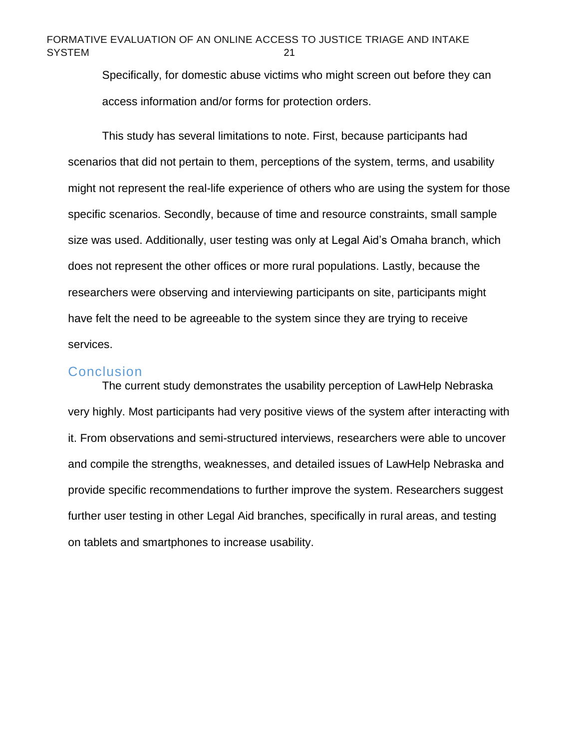Specifically, for domestic abuse victims who might screen out before they can access information and/or forms for protection orders.

This study has several limitations to note. First, because participants had scenarios that did not pertain to them, perceptions of the system, terms, and usability might not represent the real-life experience of others who are using the system for those specific scenarios. Secondly, because of time and resource constraints, small sample size was used. Additionally, user testing was only at Legal Aid's Omaha branch, which does not represent the other offices or more rural populations. Lastly, because the researchers were observing and interviewing participants on site, participants might have felt the need to be agreeable to the system since they are trying to receive services.

## Conclusion

The current study demonstrates the usability perception of LawHelp Nebraska very highly. Most participants had very positive views of the system after interacting with it. From observations and semi-structured interviews, researchers were able to uncover and compile the strengths, weaknesses, and detailed issues of LawHelp Nebraska and provide specific recommendations to further improve the system. Researchers suggest further user testing in other Legal Aid branches, specifically in rural areas, and testing on tablets and smartphones to increase usability.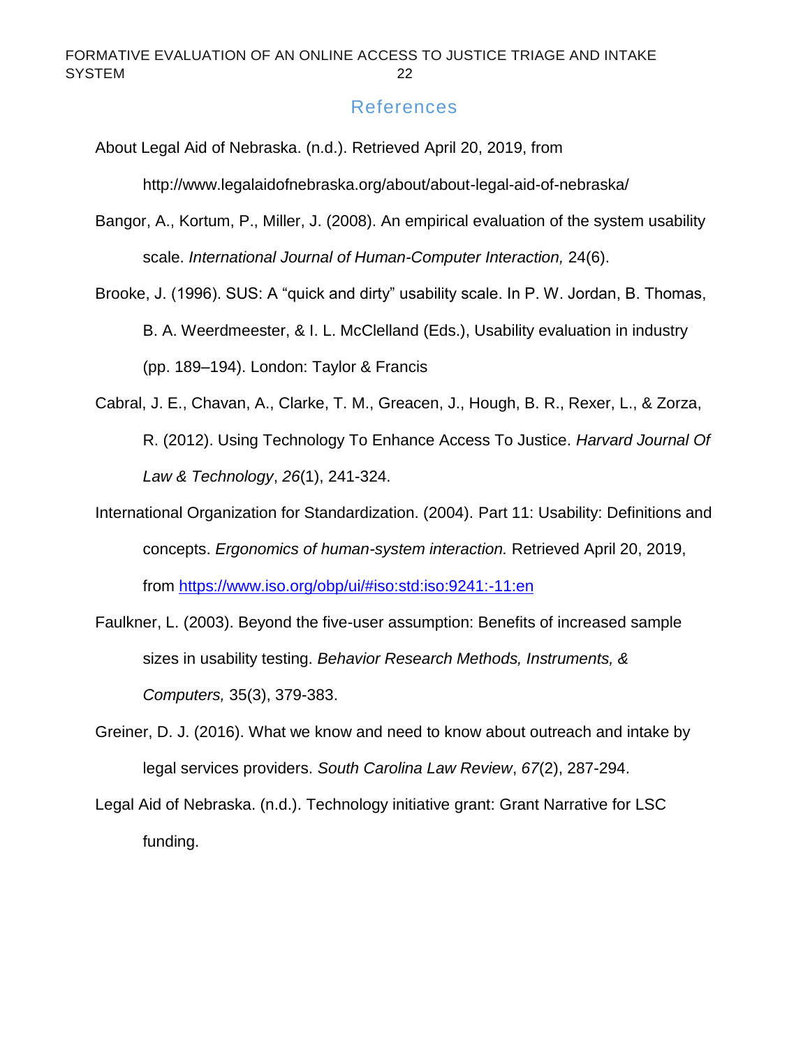## References

About Legal Aid of Nebraska. (n.d.). Retrieved April 20, 2019, from http://www.legalaidofnebraska.org/about/about-legal-aid-of-nebraska/

Bangor, A., Kortum, P., Miller, J. (2008). An empirical evaluation of the system usability scale. *International Journal of Human-Computer Interaction,* 24(6).

Brooke, J. (1996). SUS: A “quick and dirty” usability scale. In P. W. Jordan, B. Thomas, B. A. Weerdmeester, & I. L. McClelland (Eds.), Usability evaluation in industry (pp. 189–194). London: Taylor & Francis

Cabral, J. E., Chavan, A., Clarke, T. M., Greacen, J., Hough, B. R., Rexer, L., & Zorza, R. (2012). Using Technology To Enhance Access To Justice. *Harvard Journal Of Law & Technology*, *26*(1), 241-324.

International Organization for Standardization. (2004). Part 11: Usability: Definitions and concepts. *Ergonomics of human-system interaction.* Retrieved April 20, 2019, from https://www.iso.org/obp/ui/#iso:std:iso:9241:-11:en

Faulkner, L. (2003). Beyond the five-user assumption: Benefits of increased sample sizes in usability testing. *Behavior Research Methods, Instruments, & Computers,* 35(3), 379-383.

Greiner, D. J. (2016). What we know and need to know about outreach and intake by legal services providers. *South Carolina Law Review*, *67*(2), 287-294.

Legal Aid of Nebraska. (n.d.). Technology initiative grant: Grant Narrative for LSC funding.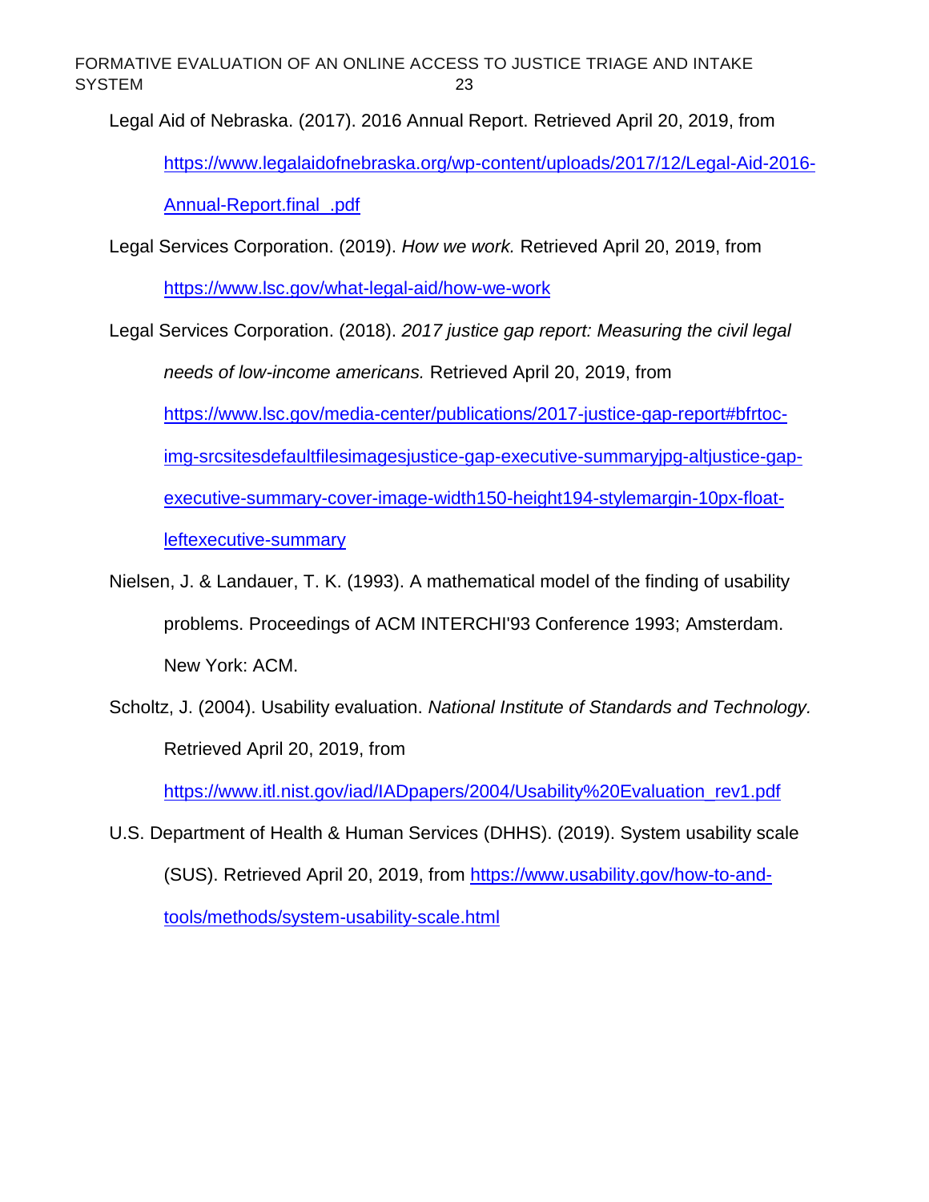Legal Aid of Nebraska. (2017). 2016 Annual Report. Retrieved April 20, 2019, from https://www.legalaidofnebraska.org/wp-content/uploads/2017/12/Legal-Aid-2016-Annual-Report.final_.pdf

Legal Services Corporation. (2019). *How we work.* Retrieved April 20, 2019, from https://www.lsc.gov/what-legal-aid/how-we-work

Legal Services Corporation. (2018). *2017 justice gap report: Measuring the civil legal needs of low-income americans.* Retrieved April 20, 2019, from https://www.lsc.gov/media-center/publications/2017-justice-gap-report#bfrtoc-img-srcsitesdefaultfilesimagesjustice-gap-executive-summaryjpg-altjustice-gap-executive-summary-cover-image-width150-height194-stylemargin-10px-float-leftexecutive-summary

Nielsen, J. & Landauer, T. K. (1993). A mathematical model of the finding of usability problems. Proceedings of ACM INTERCHI'93 Conference 1993; Amsterdam. New York: ACM.

Scholtz, J. (2004). Usability evaluation. *National Institute of Standards and Technology.* Retrieved April 20, 2019, from https://www.itl.nist.gov/iad/IADpapers/2004/Usability%20Evaluation_rev1.pdf

U.S. Department of Health & Human Services (DHHS). (2019). System usability scale (SUS). Retrieved April 20, 2019, from https://www.usability.gov/how-to-and-tools/methods/system-usability-scale.html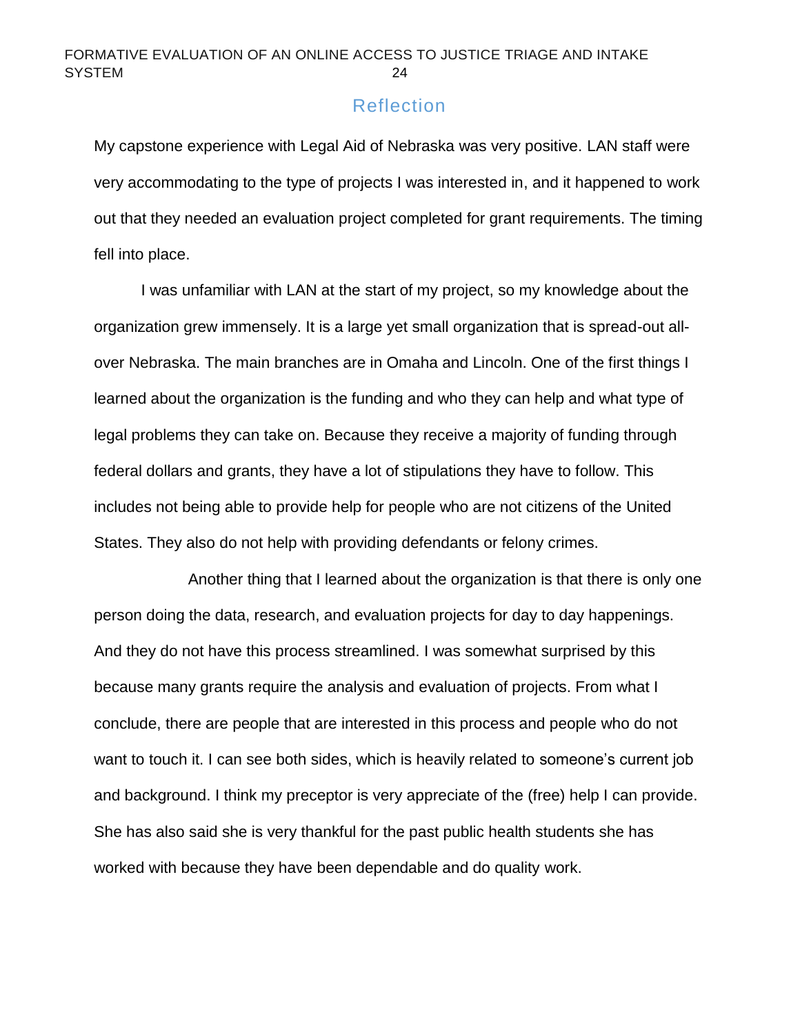# Reflection

My capstone experience with Legal Aid of Nebraska was very positive. LAN staff were very accommodating to the type of projects I was interested in, and it happened to work out that they needed an evaluation project completed for grant requirements. The timing fell into place.

I was unfamiliar with LAN at the start of my project, so my knowledge about the organization grew immensely. It is a large yet small organization that is spread-out all-over Nebraska. The main branches are in Omaha and Lincoln. One of the first things I learned about the organization is the funding and who they can help and what type of legal problems they can take on. Because they receive a majority of funding through federal dollars and grants, they have a lot of stipulations they have to follow. This includes not being able to provide help for people who are not citizens of the United States. They also do not help with providing defendants or felony crimes.

Another thing that I learned about the organization is that there is only one person doing the data, research, and evaluation projects for day to day happenings. And they do not have this process streamlined. I was somewhat surprised by this because many grants require the analysis and evaluation of projects. From what I conclude, there are people that are interested in this process and people who do not want to touch it. I can see both sides, which is heavily related to someone's current job and background. I think my preceptor is very appreciate of the (free) help I can provide. She has also said she is very thankful for the past public health students she has worked with because they have been dependable and do quality work.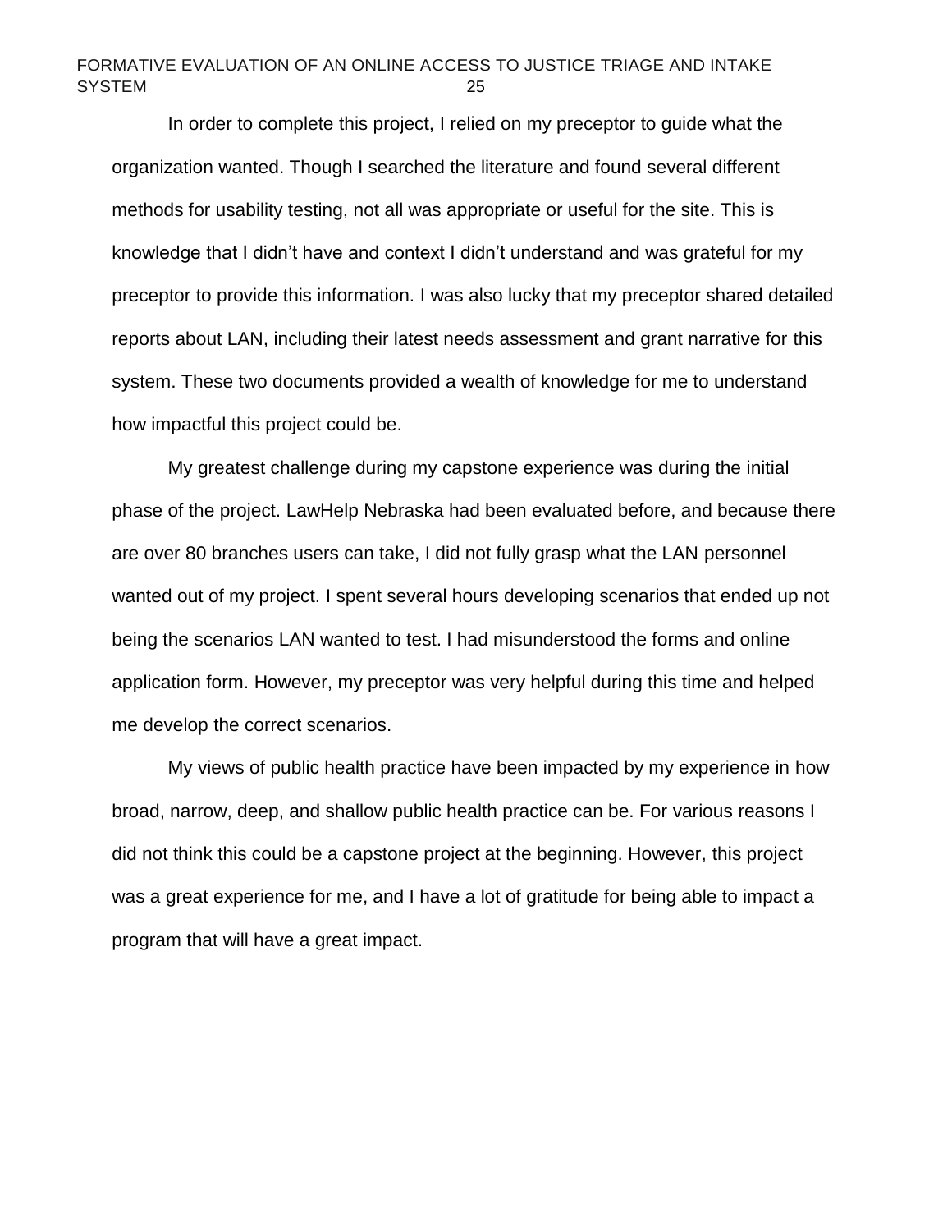In order to complete this project, I relied on my preceptor to guide what the organization wanted. Though I searched the literature and found several different methods for usability testing, not all was appropriate or useful for the site. This is knowledge that I didn't have and context I didn't understand and was grateful for my preceptor to provide this information. I was also lucky that my preceptor shared detailed reports about LAN, including their latest needs assessment and grant narrative for this system. These two documents provided a wealth of knowledge for me to understand how impactful this project could be.

My greatest challenge during my capstone experience was during the initial phase of the project. LawHelp Nebraska had been evaluated before, and because there are over 80 branches users can take, I did not fully grasp what the LAN personnel wanted out of my project. I spent several hours developing scenarios that ended up not being the scenarios LAN wanted to test. I had misunderstood the forms and online application form. However, my preceptor was very helpful during this time and helped me develop the correct scenarios.

My views of public health practice have been impacted by my experience in how broad, narrow, deep, and shallow public health practice can be. For various reasons I did not think this could be a capstone project at the beginning. However, this project was a great experience for me, and I have a lot of gratitude for being able to impact a program that will have a great impact.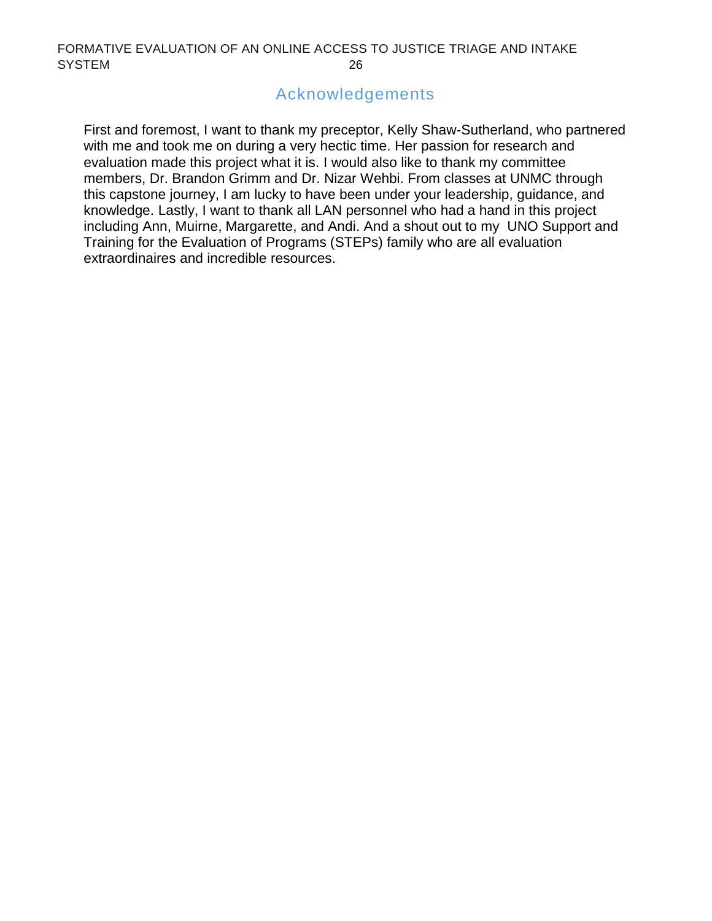# Acknowledgements

First and foremost, I want to thank my preceptor, Kelly Shaw-Sutherland, who partnered with me and took me on during a very hectic time. Her passion for research and evaluation made this project what it is. I would also like to thank my committee members, Dr. Brandon Grimm and Dr. Nizar Wehbi. From classes at UNMC through this capstone journey, I am lucky to have been under your leadership, guidance, and knowledge. Lastly, I want to thank all LAN personnel who had a hand in this project including Ann, Muirne, Margarette, and Andi. And a shout out to my UNO Support and Training for the Evaluation of Programs (STEPs) family who are all evaluation extraordinaires and incredible resources.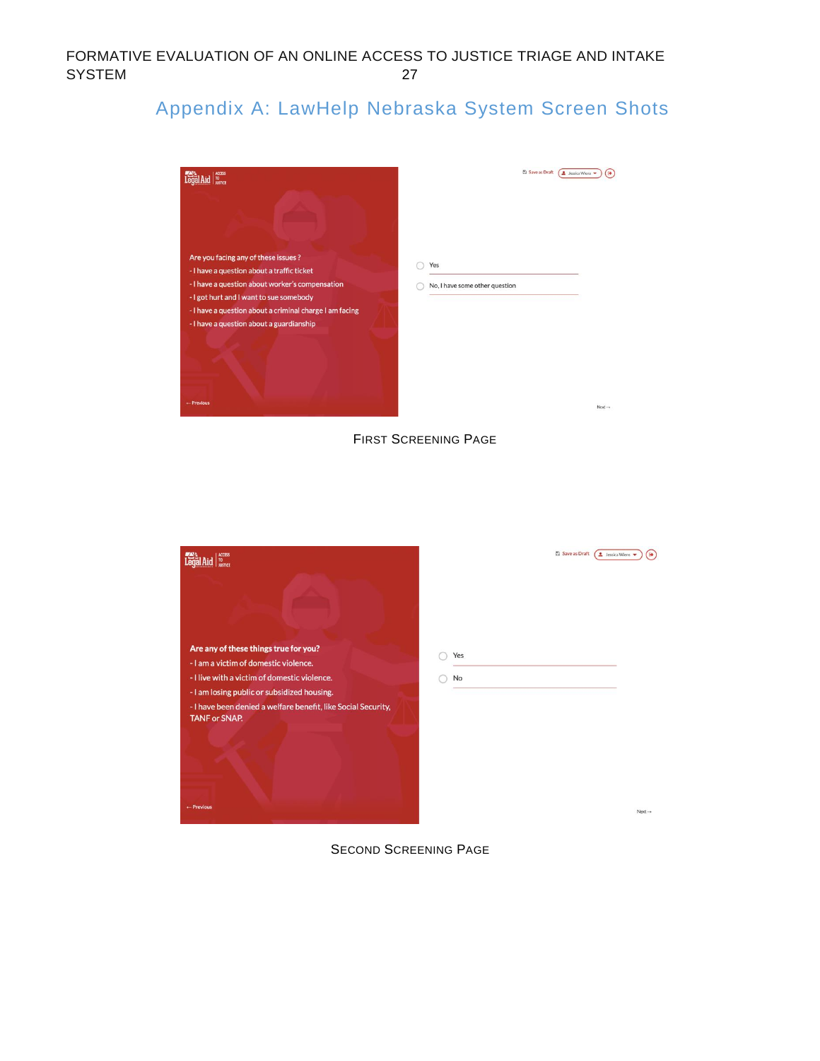## Appendix A: LawHelp Nebraska System Screen Shots

Legal Aid | ACCESS TO JUSTICE

Save as Draft | Jessica Wiens

Are you facing any of these issues ?
- I have a question about a traffic ticket
- I have a question about worker's compensation
- I got hurt and I want to sue somebody
- I have a question about a criminal charge I am facing
- I have a question about a guardianship

Yes

No, I have some other question

← Previous

Next →

FIRST SCREENING PAGE

Legal Aid | ACCESS TO JUSTICE

Save as Draft | Jessica Wiens

**Are any of these things true for you?**
- I am a victim of domestic violence.
- I live with a victim of domestic violence.
- I am losing public or subsidized housing.
- I have been denied a welfare benefit, like Social Security, TANF or SNAP.

Yes

No

← Previous

Next →

SECOND SCREENING PAGE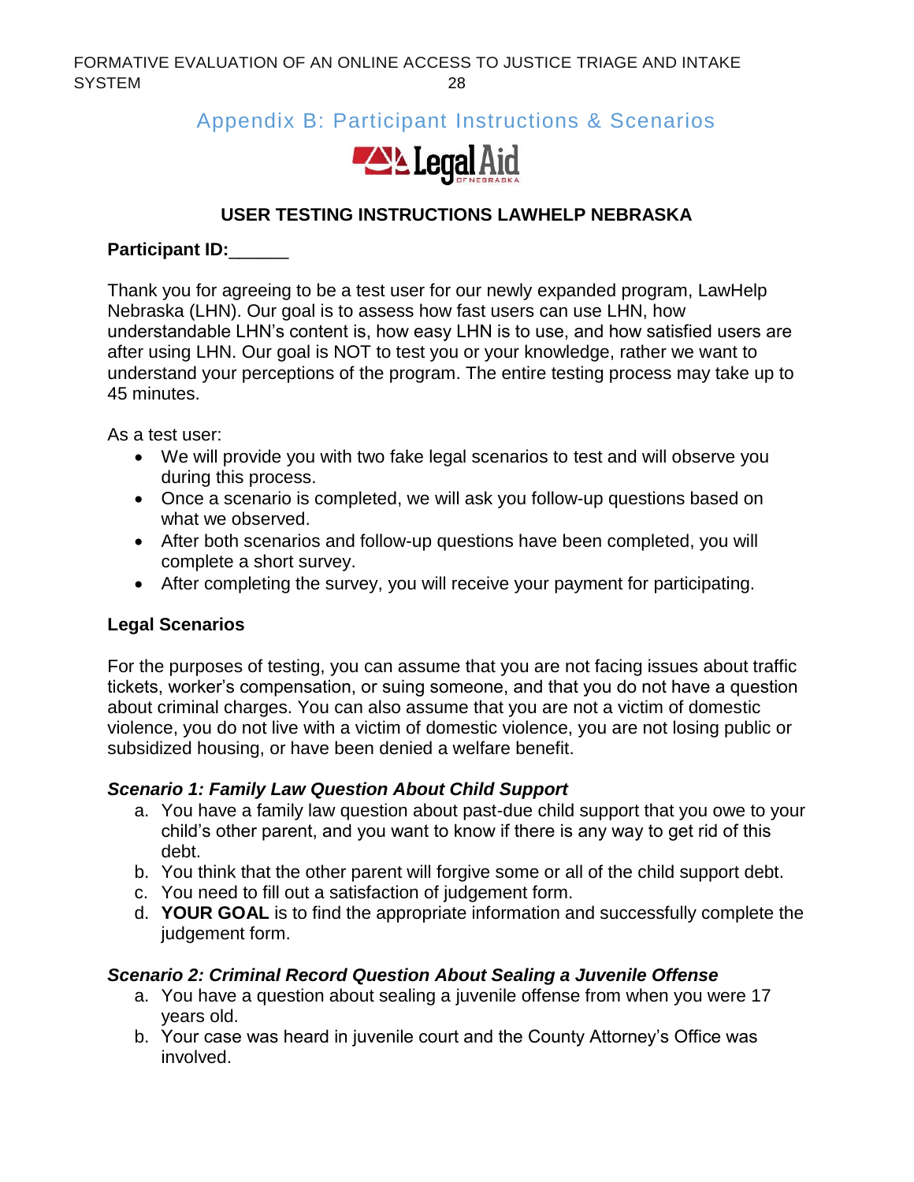## Appendix B: Participant Instructions & Scenarios

Legal Aid OF NEBRASKA

### USER TESTING INSTRUCTIONS LAWHELP NEBRASKA

**Participant ID:______**

Thank you for agreeing to be a test user for our newly expanded program, LawHelp Nebraska (LHN). Our goal is to assess how fast users can use LHN, how understandable LHN's content is, how easy LHN is to use, and how satisfied users are after using LHN. Our goal is NOT to test you or your knowledge, rather we want to understand your perceptions of the program. The entire testing process may take up to 45 minutes.

As a test user:

- We will provide you with two fake legal scenarios to test and will observe you during this process.
- Once a scenario is completed, we will ask you follow-up questions based on what we observed.
- After both scenarios and follow-up questions have been completed, you will complete a short survey.
- After completing the survey, you will receive your payment for participating.

**Legal Scenarios**

For the purposes of testing, you can assume that you are not facing issues about traffic tickets, worker's compensation, or suing someone, and that you do not have a question about criminal charges. You can also assume that you are not a victim of domestic violence, you do not live with a victim of domestic violence, you are not losing public or subsidized housing, or have been denied a welfare benefit.

***Scenario 1: Family Law Question About Child Support***

a. You have a family law question about past-due child support that you owe to your child's other parent, and you want to know if there is any way to get rid of this debt.
b. You think that the other parent will forgive some or all of the child support debt.
c. You need to fill out a satisfaction of judgement form.
d. **YOUR GOAL** is to find the appropriate information and successfully complete the judgement form.

***Scenario 2: Criminal Record Question About Sealing a Juvenile Offense***

a. You have a question about sealing a juvenile offense from when you were 17 years old.
b. Your case was heard in juvenile court and the County Attorney's Office was involved.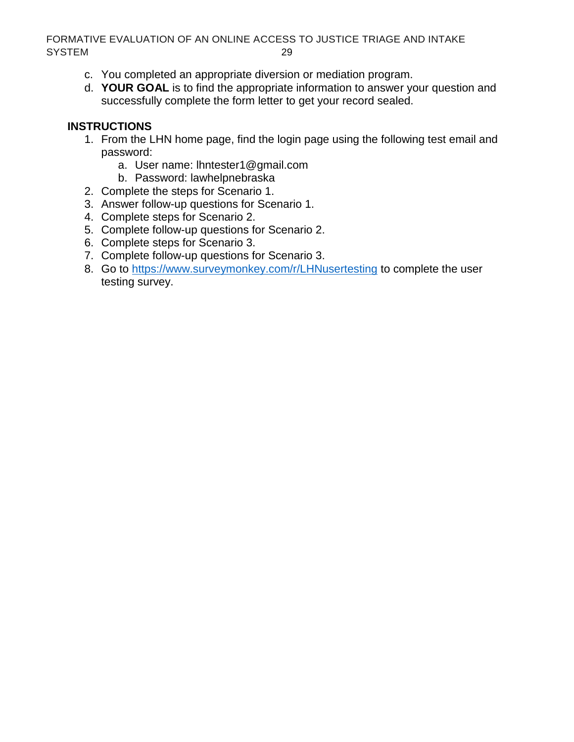c. You completed an appropriate diversion or mediation program.
d. **YOUR GOAL** is to find the appropriate information to answer your question and successfully complete the form letter to get your record sealed.

**INSTRUCTIONS**

1. From the LHN home page, find the login page using the following test email and password:
   a. User name: lhntester1@gmail.com
   b. Password: lawhelpnebraska
2. Complete the steps for Scenario 1.
3. Answer follow-up questions for Scenario 1.
4. Complete steps for Scenario 2.
5. Complete follow-up questions for Scenario 2.
6. Complete steps for Scenario 3.
7. Complete follow-up questions for Scenario 3.
8. Go to https://www.surveymonkey.com/r/LHNusertesting to complete the user testing survey.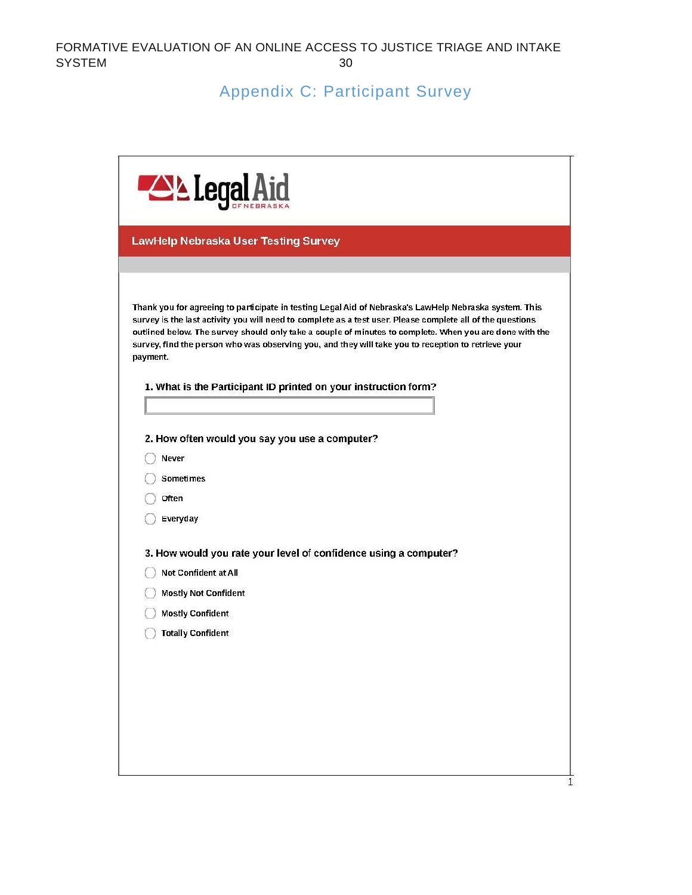## Appendix C: Participant Survey

Legal Aid OF NEBRASKA

**LawHelp Nebraska User Testing Survey**

Thank you for agreeing to participate in testing Legal Aid of Nebraska's LawHelp Nebraska system. This survey is the last activity you will need to complete as a test user. Please complete all of the questions outlined below. The survey should only take a couple of minutes to complete. When you are done with the survey, find the person who was observing you, and they will take you to reception to retrieve your payment.

**1. What is the Participant ID printed on your instruction form?**

**2. How often would you say you use a computer?**

- Never
- Sometimes
- Often
- Everyday

**3. How would you rate your level of confidence using a computer?**

- Not Confident at All
- Mostly Not Confident
- Mostly Confident
- Totally Confident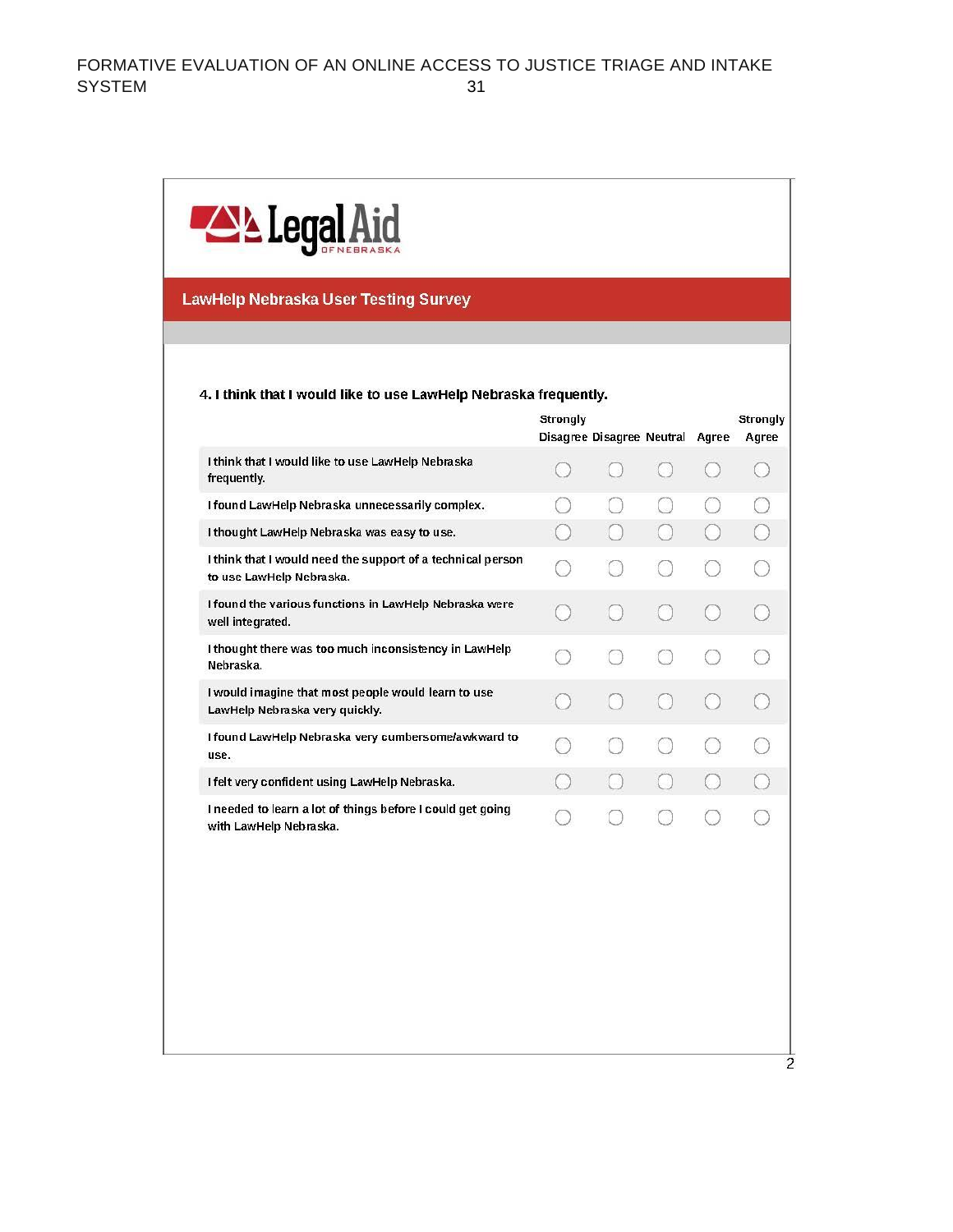Legal Aid OF NEBRASKA

## LawHelp Nebraska User Testing Survey

**4. I think that I would like to use LawHelp Nebraska frequently.**

| | Strongly Disagree | Disagree | Neutral | Agree | Strongly Agree |
|---|---|---|---|---|---|
| I think that I would like to use LawHelp Nebraska frequently. | ○ | ○ | ○ | ○ | ○ |
| I found LawHelp Nebraska unnecessarily complex. | ○ | ○ | ○ | ○ | ○ |
| I thought LawHelp Nebraska was easy to use. | ○ | ○ | ○ | ○ | ○ |
| I think that I would need the support of a technical person to use LawHelp Nebraska. | ○ | ○ | ○ | ○ | ○ |
| I found the various functions in LawHelp Nebraska were well integrated. | ○ | ○ | ○ | ○ | ○ |
| I thought there was too much inconsistency in LawHelp Nebraska. | ○ | ○ | ○ | ○ | ○ |
| I would imagine that most people would learn to use LawHelp Nebraska very quickly. | ○ | ○ | ○ | ○ | ○ |
| I found LawHelp Nebraska very cumbersome/awkward to use. | ○ | ○ | ○ | ○ | ○ |
| I felt very confident using LawHelp Nebraska. | ○ | ○ | ○ | ○ | ○ |
| I needed to learn a lot of things before I could get going with LawHelp Nebraska. | ○ | ○ | ○ | ○ | ○ |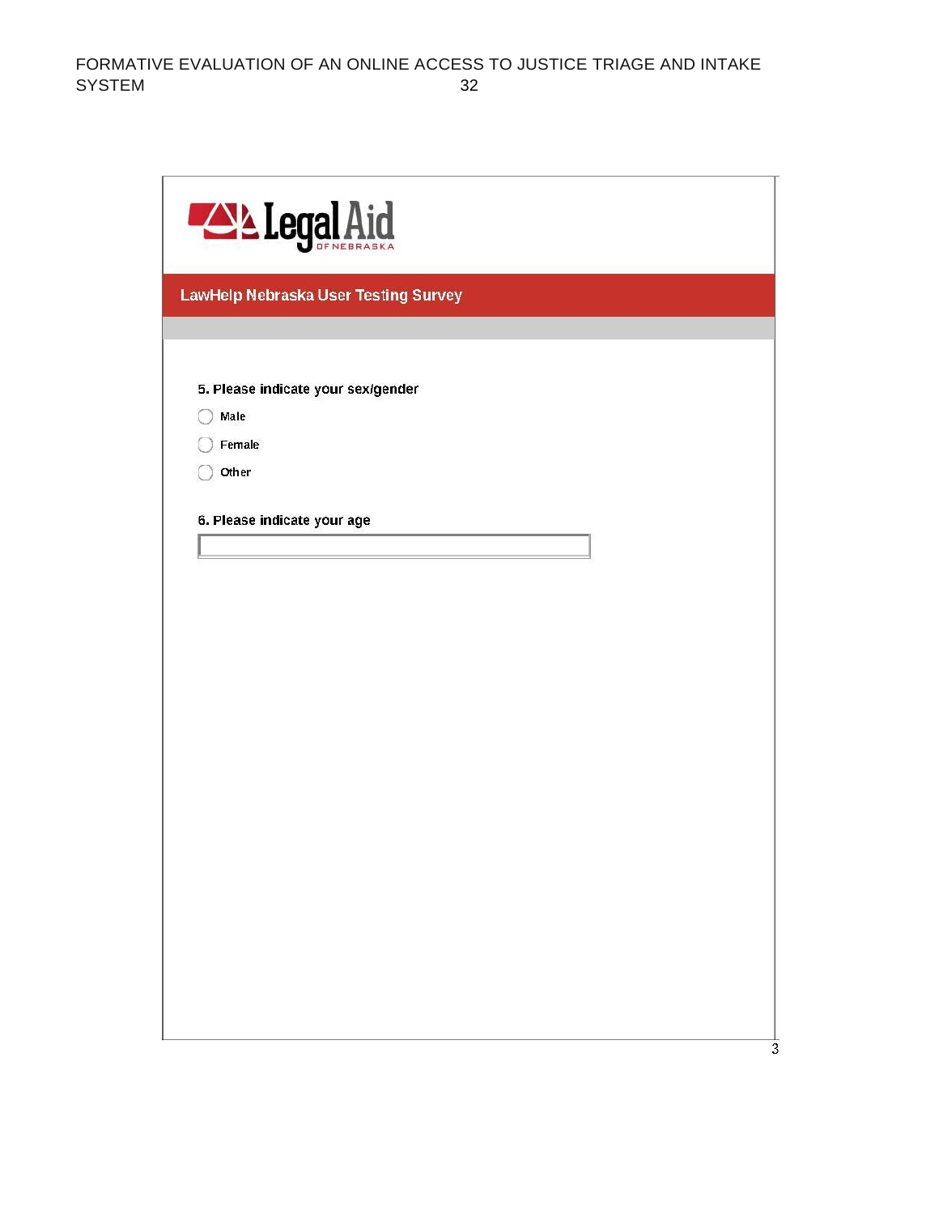Legal Aid OF NEBRASKA

## LawHelp Nebraska User Testing Survey

**5. Please indicate your sex/gender**

- Male
- Female
- Other

**6. Please indicate your age**

\_\_\_\_\_\_\_\_\_\_\_\_\_\_\_\_\_\_\_\_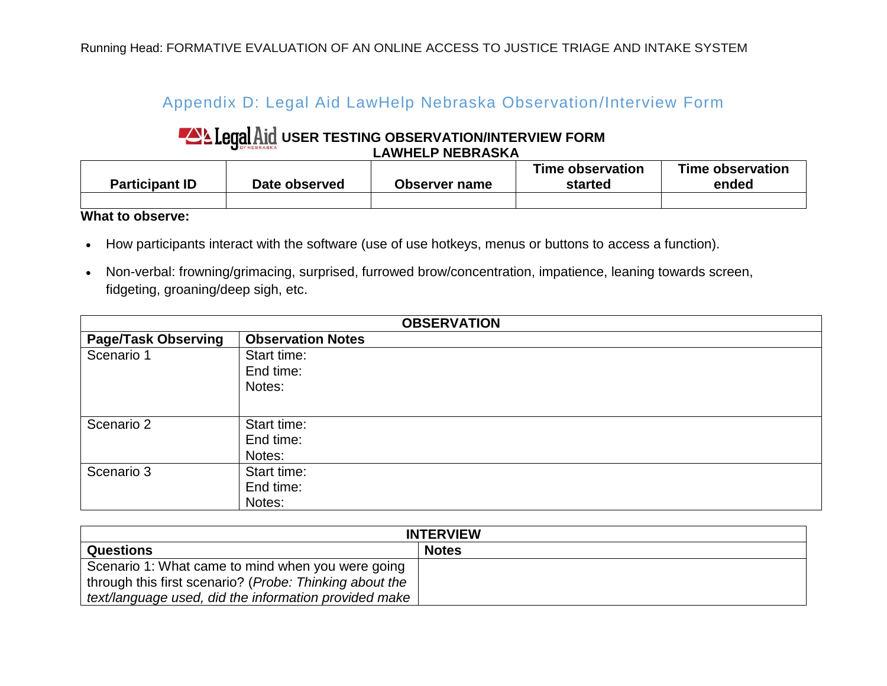## Appendix D: Legal Aid LawHelp Nebraska Observation/Interview Form

**USER TESTING OBSERVATION/INTERVIEW FORM**
**LAWHELP NEBRASKA**

| Participant ID | Date observed | Observer name | Time observation started | Time observation ended |
|---|---|---|---|---|
| | | | | |

**What to observe:**

- How participants interact with the software (use of use hotkeys, menus or buttons to access a function).
- Non-verbal: frowning/grimacing, surprised, furrowed brow/concentration, impatience, leaning towards screen, fidgeting, groaning/deep sigh, etc.

| OBSERVATION | |
|---|---|
| **Page/Task Observing** | **Observation Notes** |
| Scenario 1 | Start time:<br>End time:<br>Notes: |
| Scenario 2 | Start time:<br>End time:<br>Notes: |
| Scenario 3 | Start time:<br>End time:<br>Notes: |

| INTERVIEW | |
|---|---|
| **Questions** | **Notes** |
| Scenario 1: What came to mind when you were going through this first scenario? (*Probe: Thinking about the text/language used, did the information provided make* | |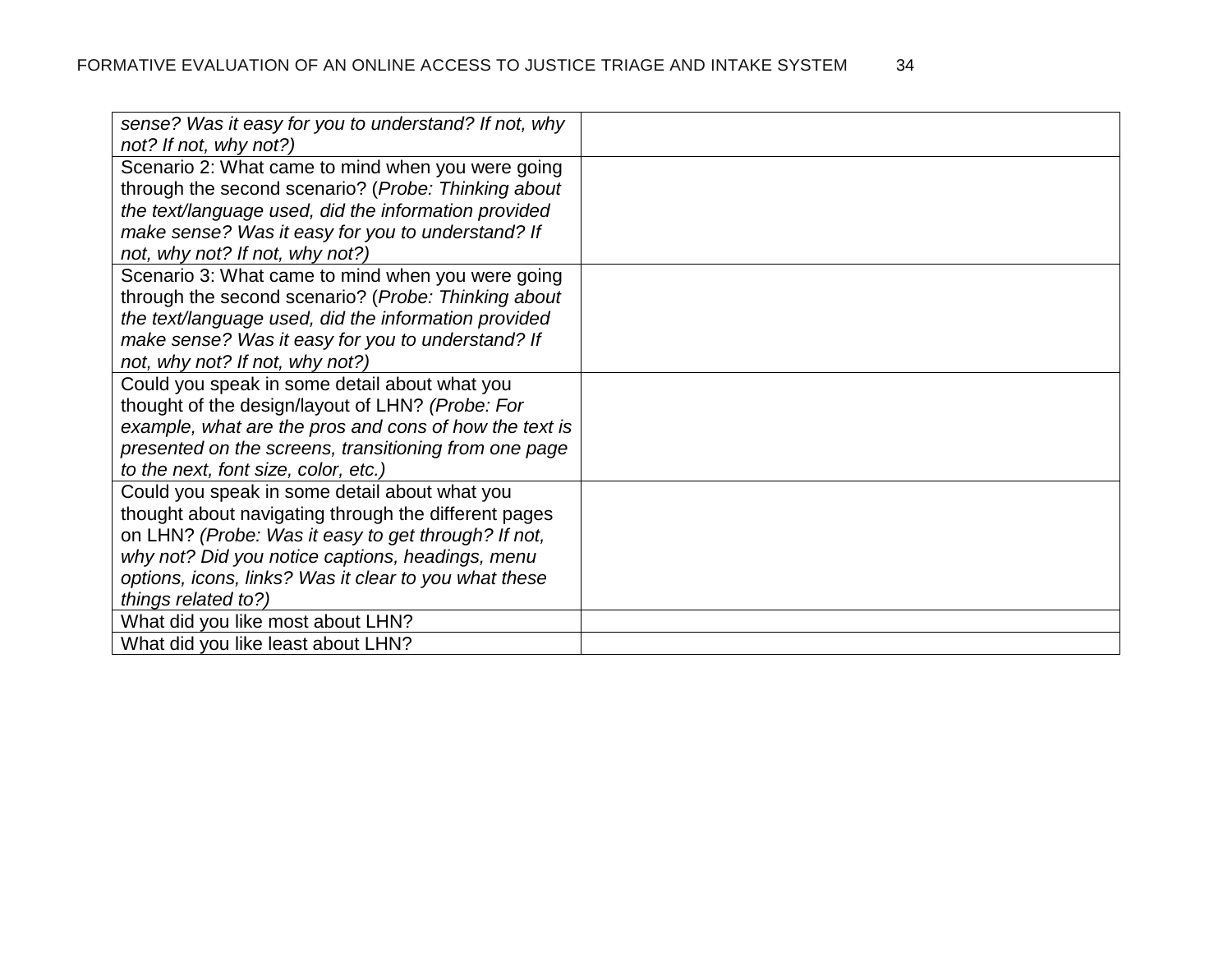| | |
|---|---|
| *sense? Was it easy for you to understand? If not, why not? If not, why not?)* | |
| Scenario 2: What came to mind when you were going through the second scenario? (*Probe: Thinking about the text/language used, did the information provided make sense? Was it easy for you to understand? If not, why not? If not, why not?)* | |
| Scenario 3: What came to mind when you were going through the second scenario? (*Probe: Thinking about the text/language used, did the information provided make sense? Was it easy for you to understand? If not, why not? If not, why not?)* | |
| Could you speak in some detail about what you thought of the design/layout of LHN? *(Probe: For example, what are the pros and cons of how the text is presented on the screens, transitioning from one page to the next, font size, color, etc.)* | |
| Could you speak in some detail about what you thought about navigating through the different pages on LHN? *(Probe: Was it easy to get through? If not, why not? Did you notice captions, headings, menu options, icons, links? Was it clear to you what these things related to?)* | |
| What did you like most about LHN? | |
| What did you like least about LHN? | |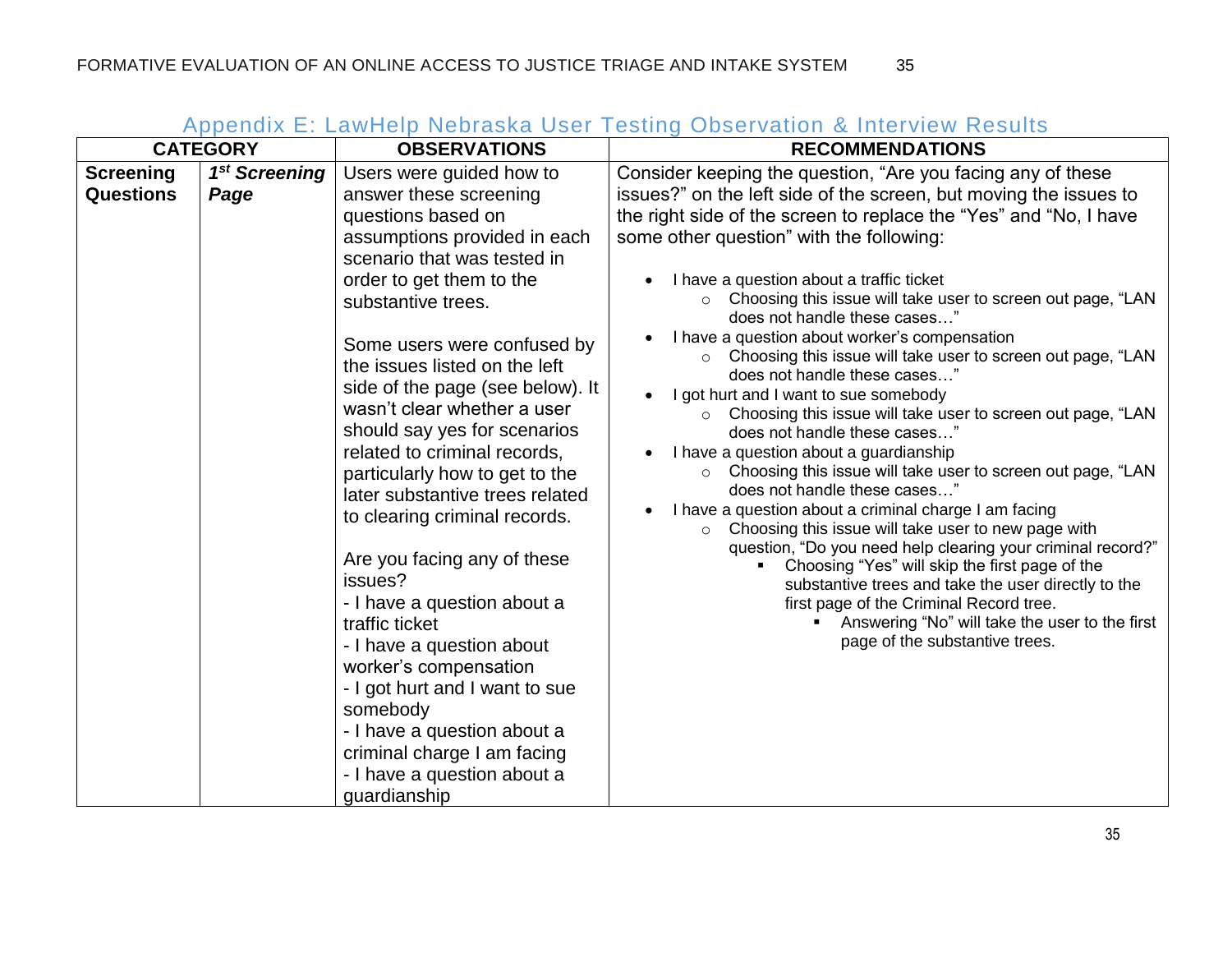## Appendix E: LawHelp Nebraska User Testing Observation & Interview Results

| CATEGORY | | OBSERVATIONS | RECOMMENDATIONS |
|---|---|---|---|
| **Screening Questions** | ***1st Screening Page*** | Users were guided how to answer these screening questions based on assumptions provided in each scenario that was tested in order to get them to the substantive trees.<br><br>Some users were confused by the issues listed on the left side of the page (see below). It wasn't clear whether a user should say yes for scenarios related to criminal records, particularly how to get to the later substantive trees related to clearing criminal records.<br><br>Are you facing any of these issues?<br>- I have a question about a traffic ticket<br>- I have a question about worker's compensation<br>- I got hurt and I want to sue somebody<br>- I have a question about a criminal charge I am facing<br>- I have a question about a guardianship | Consider keeping the question, "Are you facing any of these issues?" on the left side of the screen, but moving the issues to the right side of the screen to replace the "Yes" and "No, I have some other question" with the following:<br><br>• I have a question about a traffic ticket<br>  ○ Choosing this issue will take user to screen out page, "LAN does not handle these cases…"<br>• I have a question about worker's compensation<br>  ○ Choosing this issue will take user to screen out page, "LAN does not handle these cases…"<br>• I got hurt and I want to sue somebody<br>  ○ Choosing this issue will take user to screen out page, "LAN does not handle these cases…"<br>• I have a question about a guardianship<br>  ○ Choosing this issue will take user to screen out page, "LAN does not handle these cases…"<br>• I have a question about a criminal charge I am facing<br>  ○ Choosing this issue will take user to new page with question, "Do you need help clearing your criminal record?"<br>    ▪ Choosing "Yes" will skip the first page of the substantive trees and take the user directly to the first page of the Criminal Record tree.<br>      ▪ Answering "No" will take the user to the first page of the substantive trees. |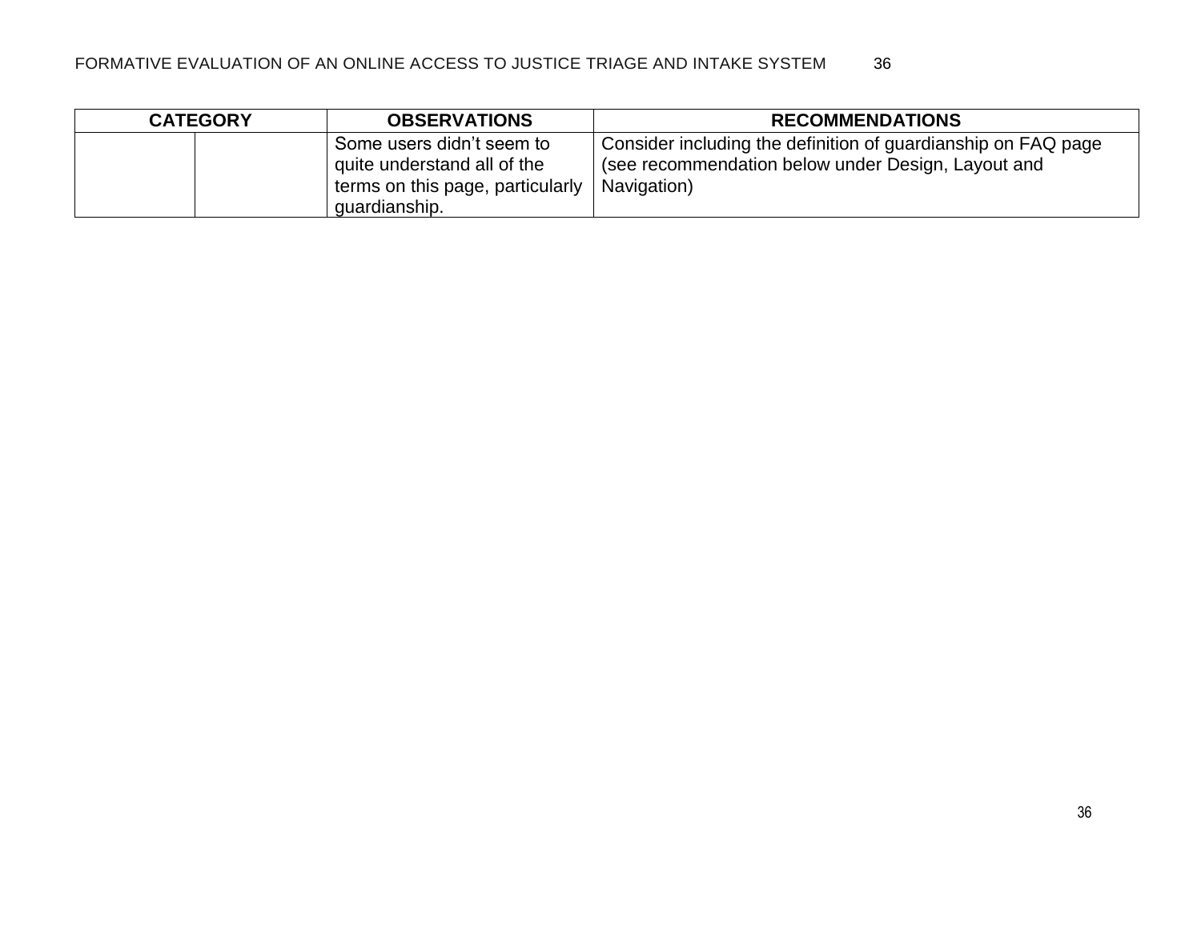| CATEGORY | | OBSERVATIONS | RECOMMENDATIONS |
|---|---|---|---|
| | | Some users didn’t seem to quite understand all of the terms on this page, particularly guardianship. | Consider including the definition of guardianship on FAQ page (see recommendation below under Design, Layout and Navigation) |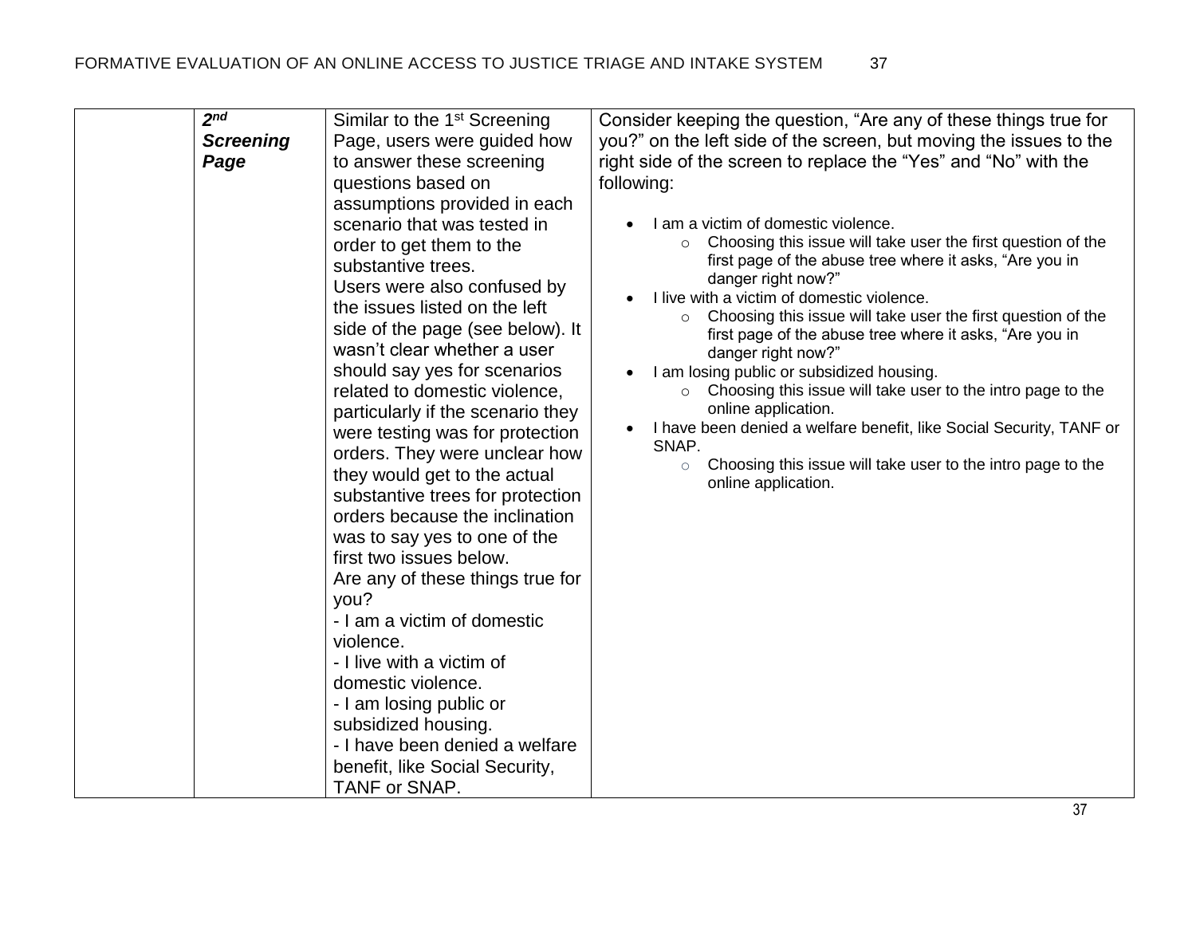| | | | |
|---|---|---|---|
| | ***2nd Screening Page*** | Similar to the 1st Screening Page, users were guided how to answer these screening questions based on assumptions provided in each scenario that was tested in order to get them to the substantive trees.<br>Users were also confused by the issues listed on the left side of the page (see below). It wasn't clear whether a user should say yes for scenarios related to domestic violence, particularly if the scenario they were testing was for protection orders. They were unclear how they would get to the actual substantive trees for protection orders because the inclination was to say yes to one of the first two issues below.<br>Are any of these things true for you?<br>- I am a victim of domestic violence.<br>- I live with a victim of domestic violence.<br>- I am losing public or subsidized housing.<br>- I have been denied a welfare benefit, like Social Security, TANF or SNAP. | Consider keeping the question, "Are any of these things true for you?" on the left side of the screen, but moving the issues to the right side of the screen to replace the "Yes" and "No" with the following:<br><br>• I am a victim of domestic violence.<br>&nbsp;&nbsp;&nbsp;&nbsp;○ Choosing this issue will take user the first question of the first page of the abuse tree where it asks, "Are you in danger right now?"<br>• I live with a victim of domestic violence.<br>&nbsp;&nbsp;&nbsp;&nbsp;○ Choosing this issue will take user the first question of the first page of the abuse tree where it asks, "Are you in danger right now?"<br>• I am losing public or subsidized housing.<br>&nbsp;&nbsp;&nbsp;&nbsp;○ Choosing this issue will take user to the intro page to the online application.<br>• I have been denied a welfare benefit, like Social Security, TANF or SNAP.<br>&nbsp;&nbsp;&nbsp;&nbsp;○ Choosing this issue will take user to the intro page to the online application. |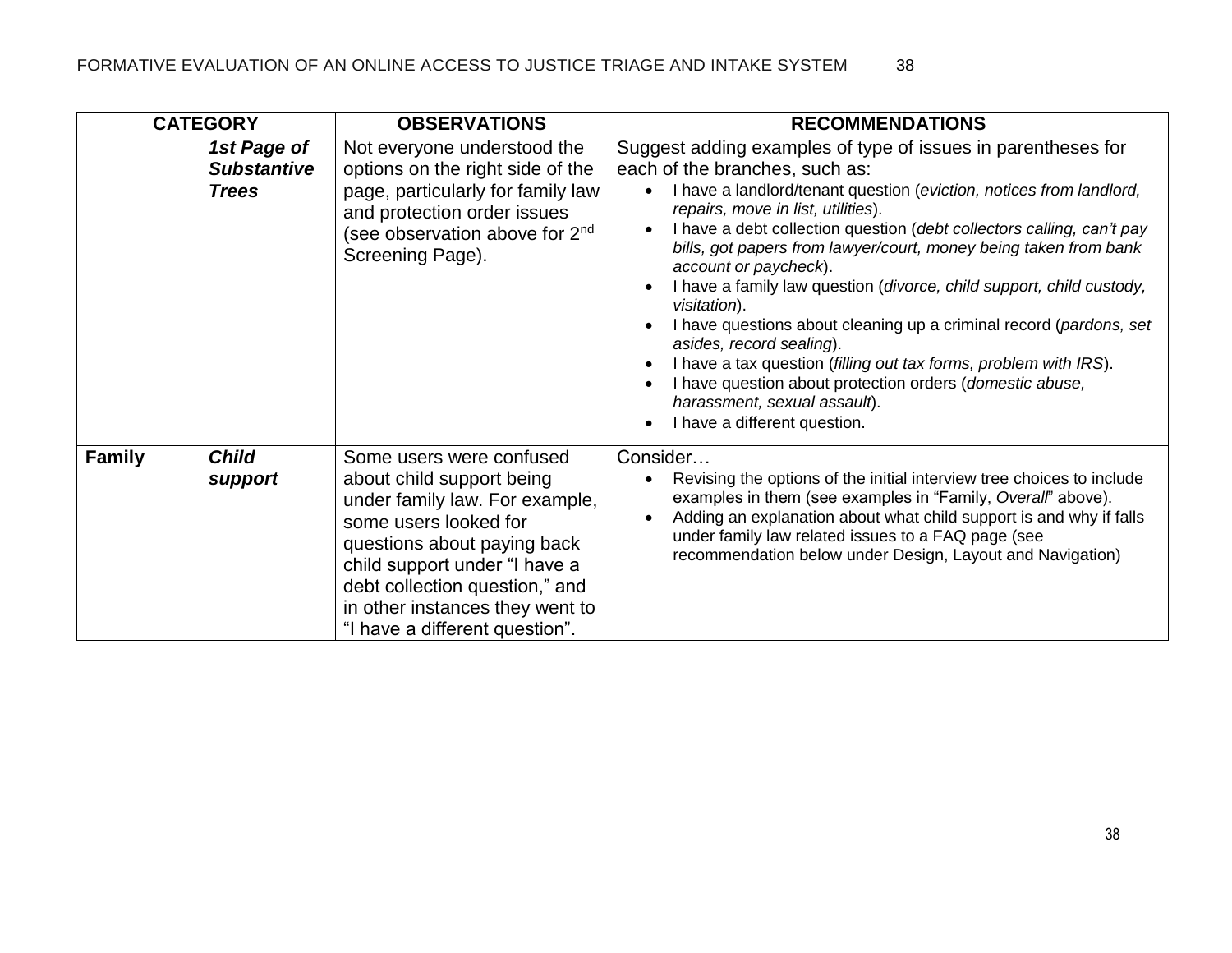| CATEGORY | | OBSERVATIONS | RECOMMENDATIONS |
|---|---|---|---|
| | ***1st Page of Substantive Trees*** | Not everyone understood the options on the right side of the page, particularly for family law and protection order issues (see observation above for 2nd Screening Page). | Suggest adding examples of type of issues in parentheses for each of the branches, such as:<br>• I have a landlord/tenant question (*eviction, notices from landlord, repairs, move in list, utilities*).<br>• I have a debt collection question (*debt collectors calling, can't pay bills, got papers from lawyer/court, money being taken from bank account or paycheck*).<br>• I have a family law question (*divorce, child support, child custody, visitation*).<br>• I have questions about cleaning up a criminal record (*pardons, set asides, record sealing*).<br>• I have a tax question (*filling out tax forms, problem with IRS*).<br>• I have question about protection orders (*domestic abuse, harassment, sexual assault*).<br>• I have a different question. |
| **Family** | ***Child support*** | Some users were confused about child support being under family law. For example, some users looked for questions about paying back child support under "I have a debt collection question," and in other instances they went to "I have a different question". | Consider…<br>• Revising the options of the initial interview tree choices to include examples in them (see examples in "Family, *Overall*" above).<br>• Adding an explanation about what child support is and why if falls under family law related issues to a FAQ page (see recommendation below under Design, Layout and Navigation) |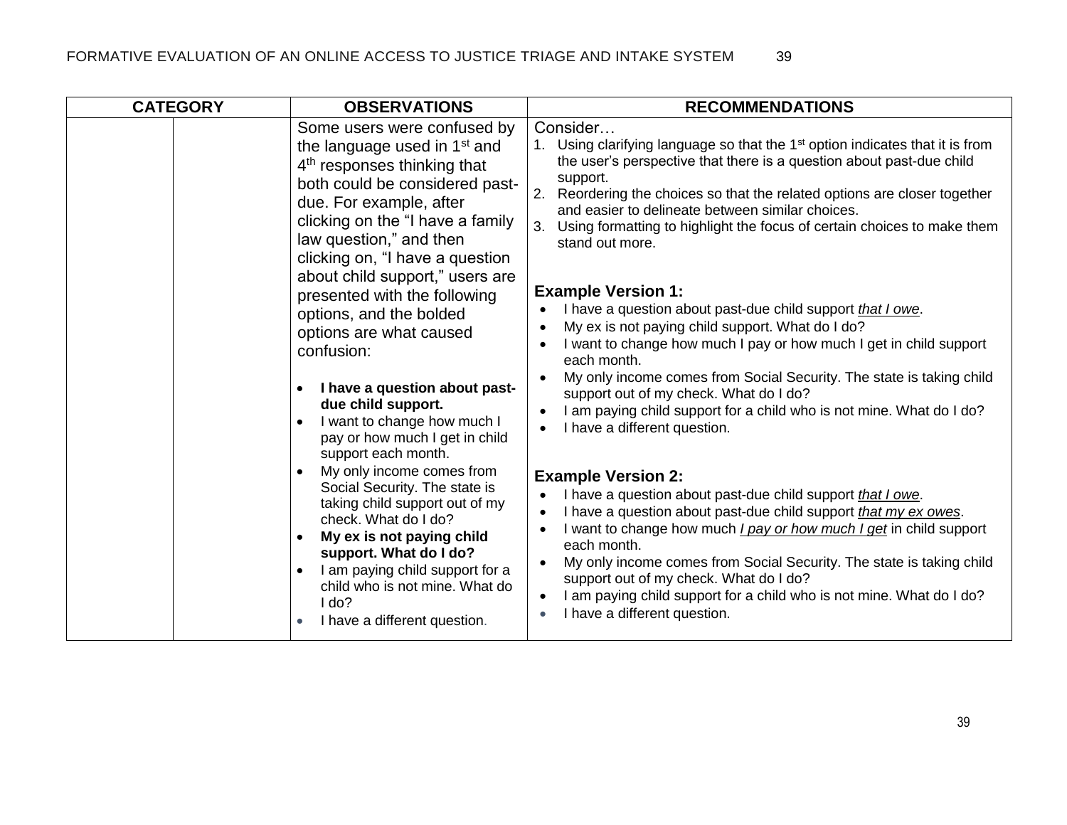| CATEGORY | | OBSERVATIONS | RECOMMENDATIONS |
|---|---|---|---|
| | | Some users were confused by the language used in 1st and 4th responses thinking that both could be considered past-due. For example, after clicking on the "I have a family law question," and then clicking on, "I have a question about child support," users are presented with the following options, and the bolded options are what caused confusion:<br><br>• **I have a question about past-due child support.**<br>• I want to change how much I pay or how much I get in child support each month.<br>• My only income comes from Social Security. The state is taking child support out of my check. What do I do?<br>• **My ex is not paying child support. What do I do?**<br>• I am paying child support for a child who is not mine. What do I do?<br>• I have a different question. | Consider…<br>1. Using clarifying language so that the 1st option indicates that it is from the user's perspective that there is a question about past-due child support.<br>2. Reordering the choices so that the related options are closer together and easier to delineate between similar choices.<br>3. Using formatting to highlight the focus of certain choices to make them stand out more.<br><br>**Example Version 1:**<br>• I have a question about past-due child support *<u>that I owe</u>*.<br>• My ex is not paying child support. What do I do?<br>• I want to change how much I pay or how much I get in child support each month.<br>• My only income comes from Social Security. The state is taking child support out of my check. What do I do?<br>• I am paying child support for a child who is not mine. What do I do?<br>• I have a different question.<br><br>**Example Version 2:**<br>• I have a question about past-due child support *<u>that I owe</u>*.<br>• I have a question about past-due child support *<u>that my ex owes</u>*.<br>• I want to change how much *<u>I pay or how much I get</u>* in child support each month.<br>• My only income comes from Social Security. The state is taking child support out of my check. What do I do?<br>• I am paying child support for a child who is not mine. What do I do?<br>• I have a different question. |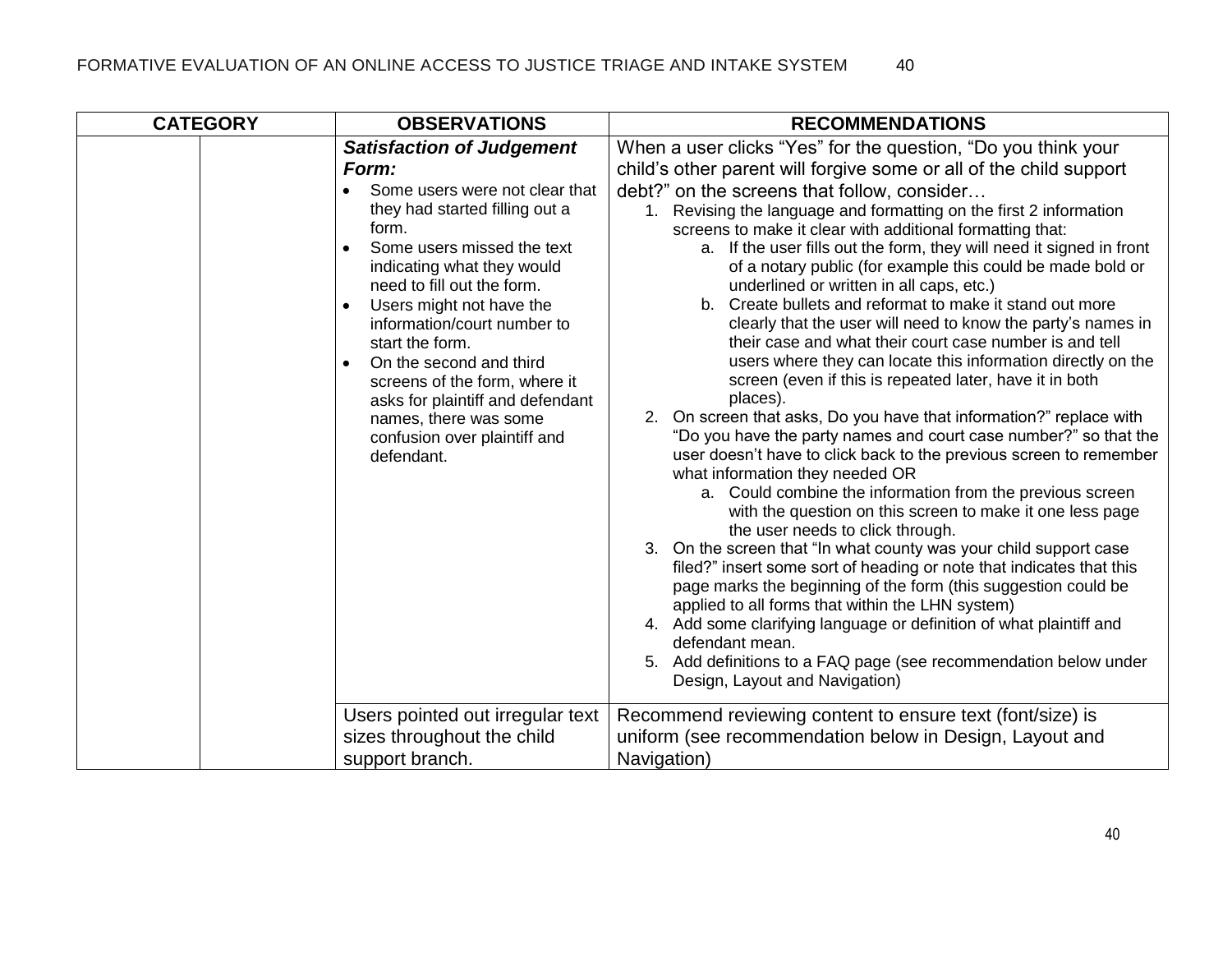| CATEGORY | | OBSERVATIONS | RECOMMENDATIONS |
|---|---|---|---|
| | | ***Satisfaction of Judgement Form:***<br>• Some users were not clear that they had started filling out a form.<br>• Some users missed the text indicating what they would need to fill out the form.<br>• Users might not have the information/court number to start the form.<br>• On the second and third screens of the form, where it asks for plaintiff and defendant names, there was some confusion over plaintiff and defendant. | When a user clicks "Yes" for the question, "Do you think your child's other parent will forgive some or all of the child support debt?" on the screens that follow, consider…<br>1. Revising the language and formatting on the first 2 information screens to make it clear with additional formatting that:<br>&nbsp;&nbsp;&nbsp;a. If the user fills out the form, they will need it signed in front of a notary public (for example this could be made bold or underlined or written in all caps, etc.)<br>&nbsp;&nbsp;&nbsp;b. Create bullets and reformat to make it stand out more clearly that the user will need to know the party's names in their case and what their court case number is and tell users where they can locate this information directly on the screen (even if this is repeated later, have it in both places).<br>2. On screen that asks, Do you have that information?" replace with "Do you have the party names and court case number?" so that the user doesn't have to click back to the previous screen to remember what information they needed OR<br>&nbsp;&nbsp;&nbsp;a. Could combine the information from the previous screen with the question on this screen to make it one less page the user needs to click through.<br>3. On the screen that "In what county was your child support case filed?" insert some sort of heading or note that indicates that this page marks the beginning of the form (this suggestion could be applied to all forms that within the LHN system)<br>4. Add some clarifying language or definition of what plaintiff and defendant mean.<br>5. Add definitions to a FAQ page (see recommendation below under Design, Layout and Navigation) |
| | | Users pointed out irregular text sizes throughout the child support branch. | Recommend reviewing content to ensure text (font/size) is uniform (see recommendation below in Design, Layout and Navigation) |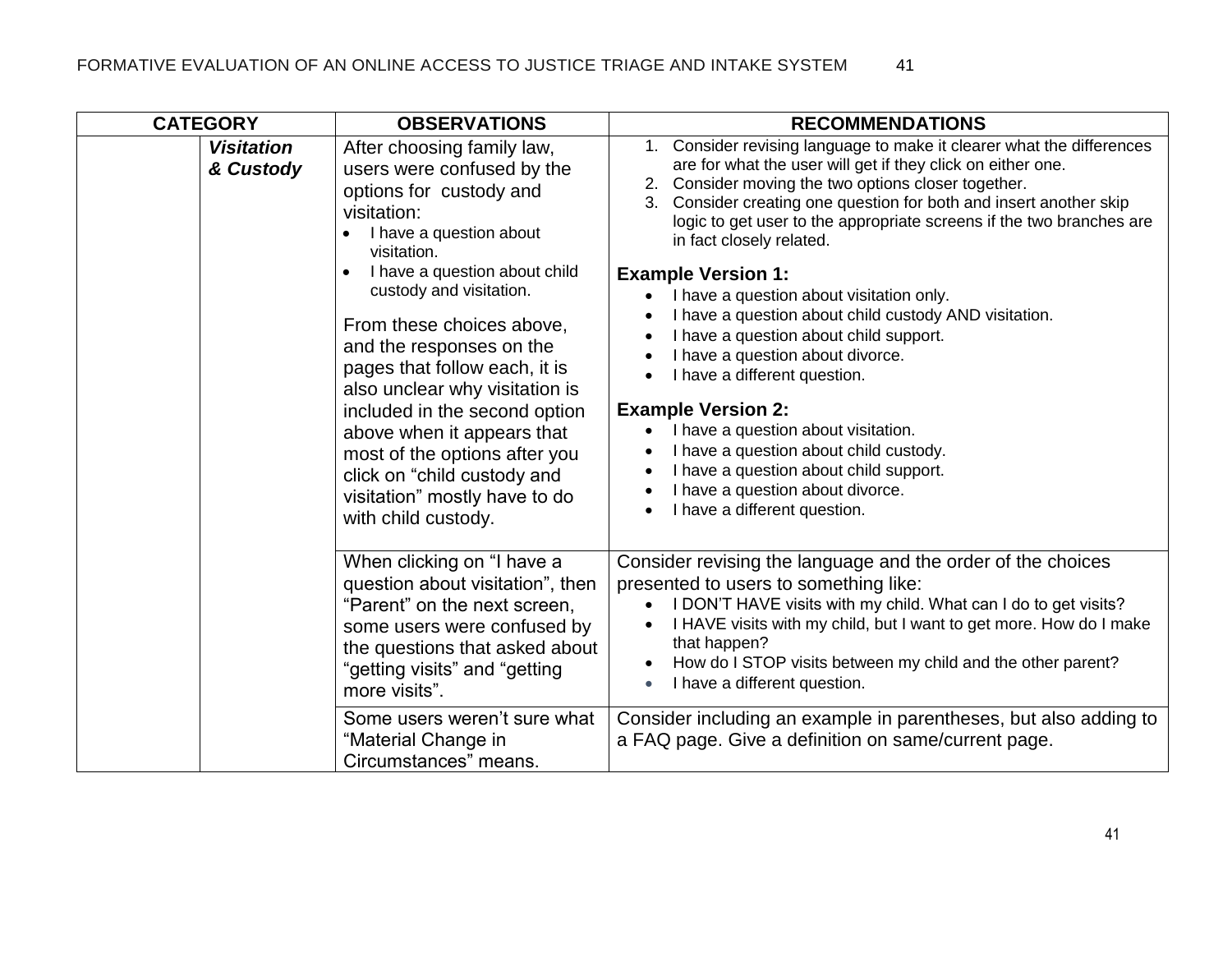| CATEGORY | | OBSERVATIONS | RECOMMENDATIONS |
| --- | --- | --- | --- |
| | ***Visitation & Custody*** | After choosing family law, users were confused by the options for custody and visitation:<br>• I have a question about visitation.<br>• I have a question about child custody and visitation.<br><br>From these choices above, and the responses on the pages that follow each, it is also unclear why visitation is included in the second option above when it appears that most of the options after you click on "child custody and visitation" mostly have to do with child custody. | 1. Consider revising language to make it clearer what the differences are for what the user will get if they click on either one.<br>2. Consider moving the two options closer together.<br>3. Consider creating one question for both and insert another skip logic to get user to the appropriate screens if the two branches are in fact closely related.<br><br>**Example Version 1:**<br>• I have a question about visitation only.<br>• I have a question about child custody AND visitation.<br>• I have a question about child support.<br>• I have a question about divorce.<br>• I have a different question.<br><br>**Example Version 2:**<br>• I have a question about visitation.<br>• I have a question about child custody.<br>• I have a question about child support.<br>• I have a question about divorce.<br>• I have a different question. |
| | | When clicking on "I have a question about visitation", then "Parent" on the next screen, some users were confused by the questions that asked about "getting visits" and "getting more visits". | Consider revising the language and the order of the choices presented to users to something like:<br>• I DON'T HAVE visits with my child. What can I do to get visits?<br>• I HAVE visits with my child, but I want to get more. How do I make that happen?<br>• How do I STOP visits between my child and the other parent?<br>• I have a different question. |
| | | Some users weren't sure what "Material Change in Circumstances" means. | Consider including an example in parentheses, but also adding to a FAQ page. Give a definition on same/current page. |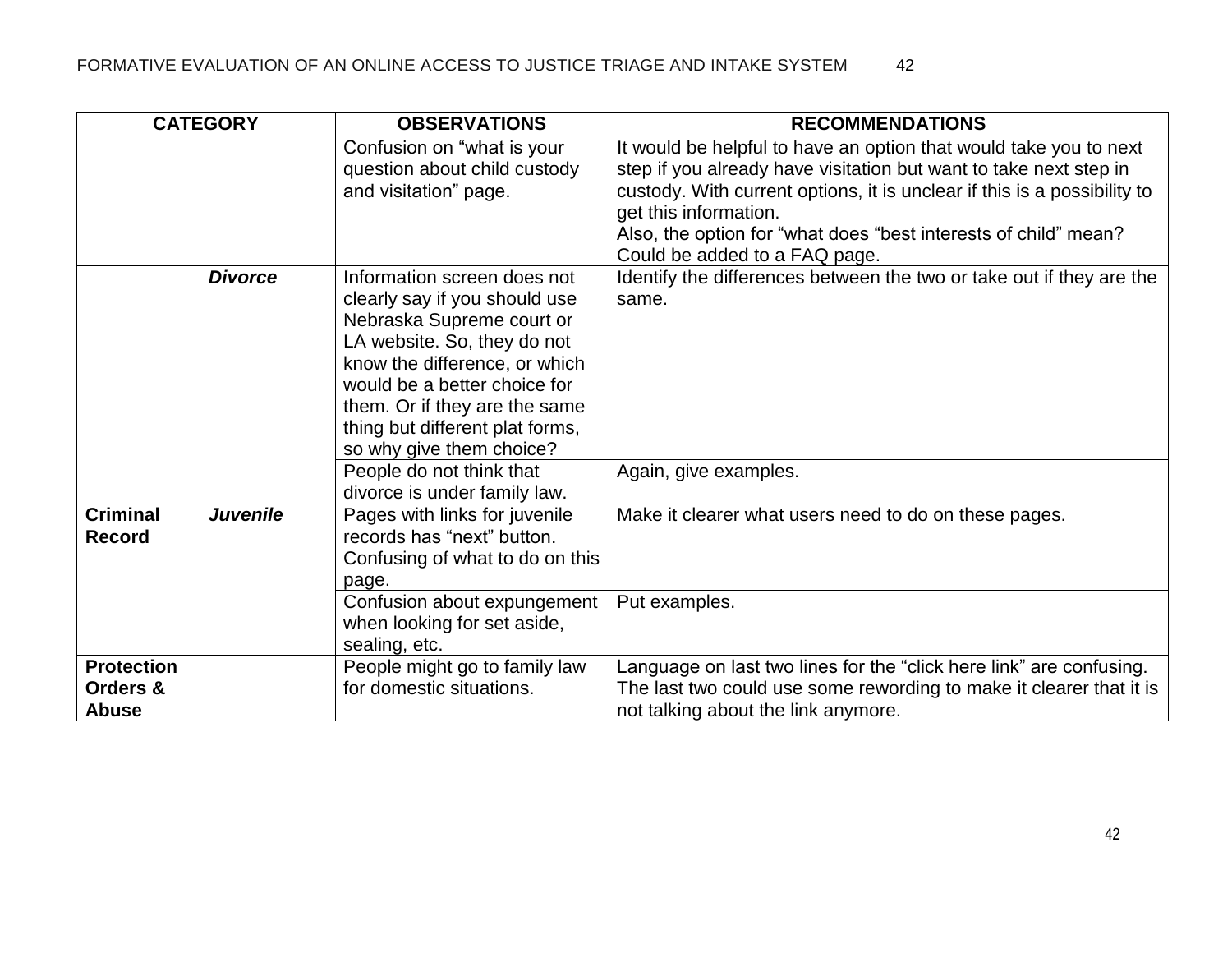| CATEGORY | | OBSERVATIONS | RECOMMENDATIONS |
|---|---|---|---|
| | | Confusion on "what is your question about child custody and visitation" page. | It would be helpful to have an option that would take you to next step if you already have visitation but want to take next step in custody. With current options, it is unclear if this is a possibility to get this information.<br>Also, the option for "what does "best interests of child" mean? Could be added to a FAQ page. |
| | ***Divorce*** | Information screen does not clearly say if you should use Nebraska Supreme court or LA website. So, they do not know the difference, or which would be a better choice for them. Or if they are the same thing but different plat forms, so why give them choice? | Identify the differences between the two or take out if they are the same. |
| | | People do not think that divorce is under family law. | Again, give examples. |
| **Criminal Record** | ***Juvenile*** | Pages with links for juvenile records has "next" button. Confusing of what to do on this page. | Make it clearer what users need to do on these pages. |
| | | Confusion about expungement when looking for set aside, sealing, etc. | Put examples. |
| **Protection Orders & Abuse** | | People might go to family law for domestic situations. | Language on last two lines for the "click here link" are confusing. The last two could use some rewording to make it clearer that it is not talking about the link anymore. |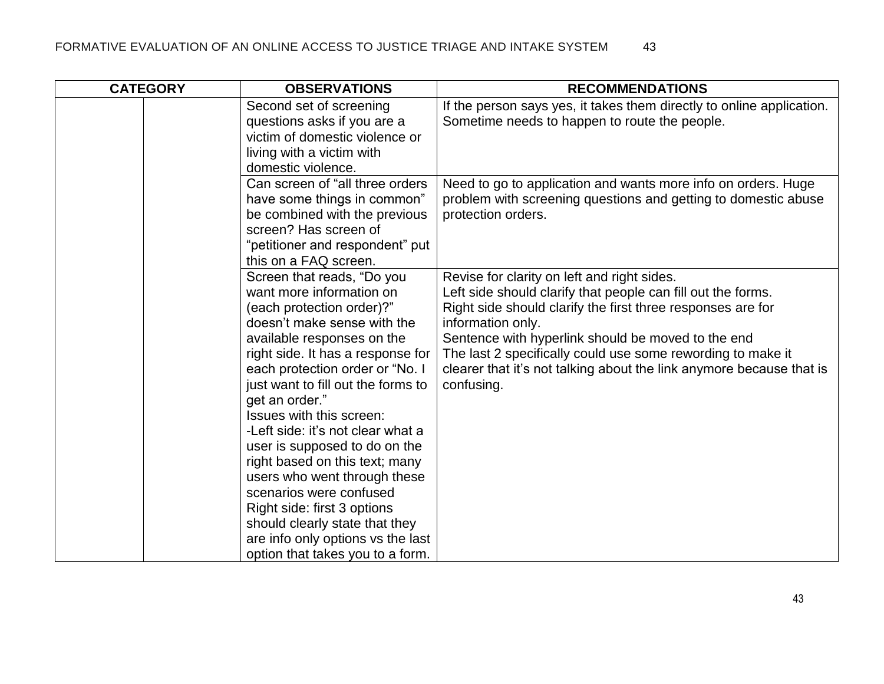| CATEGORY | | OBSERVATIONS | RECOMMENDATIONS |
|---|---|---|---|
| | | Second set of screening questions asks if you are a victim of domestic violence or living with a victim with domestic violence. | If the person says yes, it takes them directly to online application. Sometime needs to happen to route the people. |
| | | Can screen of "all three orders have some things in common" be combined with the previous screen? Has screen of "petitioner and respondent" put this on a FAQ screen. | Need to go to application and wants more info on orders. Huge problem with screening questions and getting to domestic abuse protection orders. |
| | | Screen that reads, "Do you want more information on (each protection order)?" doesn't make sense with the available responses on the right side. It has a response for each protection order or "No. I just want to fill out the forms to get an order." Issues with this screen: -Left side: it's not clear what a user is supposed to do on the right based on this text; many users who went through these scenarios were confused Right side: first 3 options should clearly state that they are info only options vs the last option that takes you to a form. | Revise for clarity on left and right sides. Left side should clarify that people can fill out the forms. Right side should clarify the first three responses are for information only. Sentence with hyperlink should be moved to the end The last 2 specifically could use some rewording to make it clearer that it's not talking about the link anymore because that is confusing. |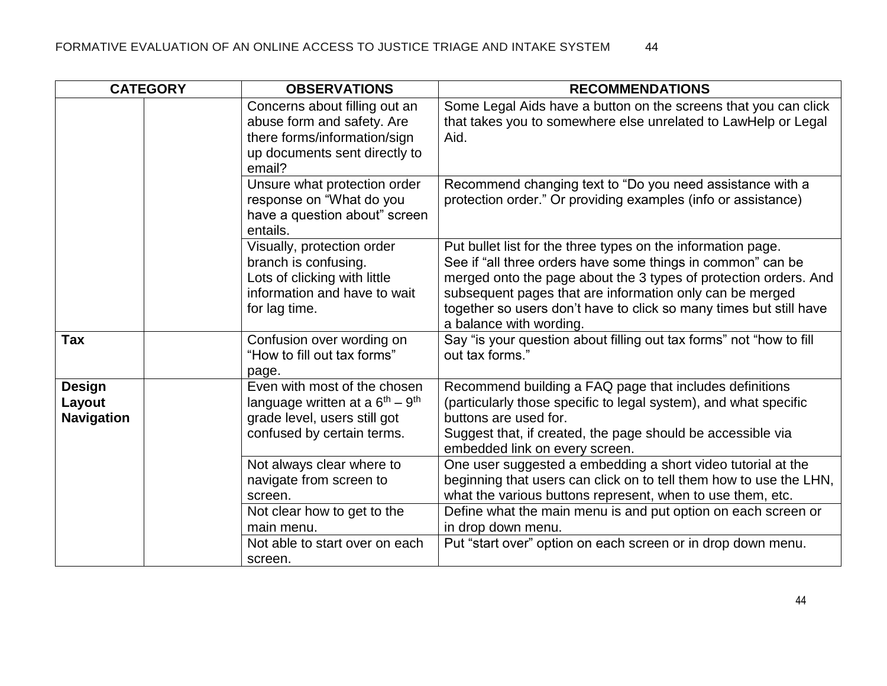| CATEGORY | | OBSERVATIONS | RECOMMENDATIONS |
|---|---|---|---|
| | | Concerns about filling out an abuse form and safety. Are there forms/information/sign up documents sent directly to email? | Some Legal Aids have a button on the screens that you can click that takes you to somewhere else unrelated to LawHelp or Legal Aid. |
| | | Unsure what protection order response on “What do you have a question about” screen entails. | Recommend changing text to “Do you need assistance with a protection order.” Or providing examples (info or assistance) |
| | | Visually, protection order branch is confusing.<br>Lots of clicking with little information and have to wait for lag time. | Put bullet list for the three types on the information page.<br>See if “all three orders have some things in common” can be merged onto the page about the 3 types of protection orders. And subsequent pages that are information only can be merged together so users don’t have to click so many times but still have a balance with wording. |
| **Tax** | | Confusion over wording on “How to fill out tax forms” page. | Say “is your question about filling out tax forms” not “how to fill out tax forms.” |
| **Design Layout Navigation** | | Even with most of the chosen language written at a 6th – 9th grade level, users still got confused by certain terms. | Recommend building a FAQ page that includes definitions (particularly those specific to legal system), and what specific buttons are used for.<br>Suggest that, if created, the page should be accessible via embedded link on every screen. |
| | | Not always clear where to navigate from screen to screen. | One user suggested a embedding a short video tutorial at the beginning that users can click on to tell them how to use the LHN, what the various buttons represent, when to use them, etc. |
| | | Not clear how to get to the main menu. | Define what the main menu is and put option on each screen or in drop down menu. |
| | | Not able to start over on each screen. | Put “start over” option on each screen or in drop down menu. |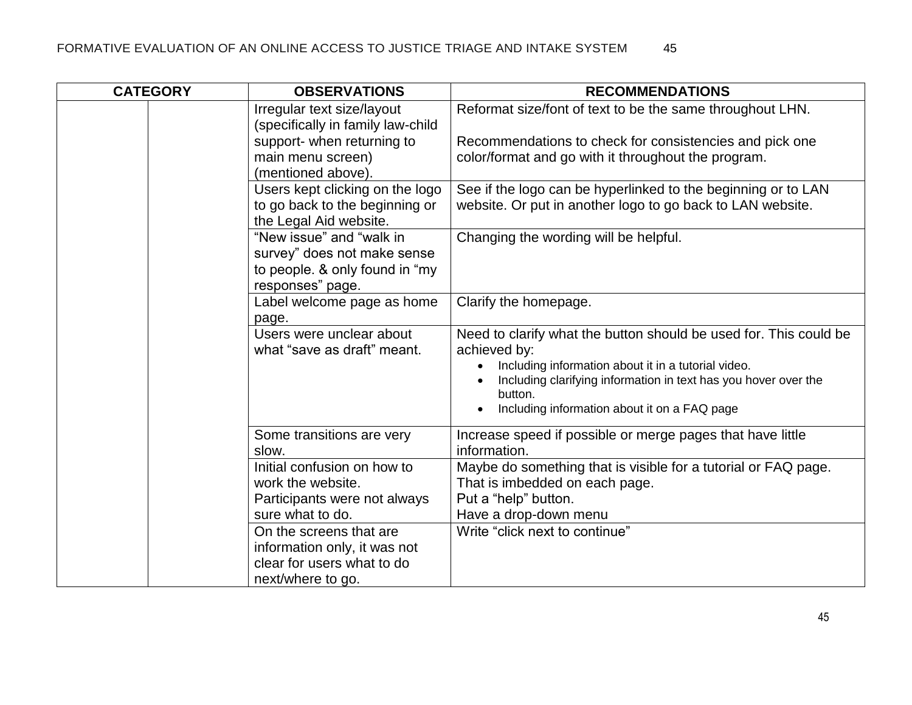| CATEGORY | | OBSERVATIONS | RECOMMENDATIONS |
|---|---|---|---|
| | | Irregular text size/layout (specifically in family law-child support- when returning to main menu screen) (mentioned above). | Reformat size/font of text to be the same throughout LHN.<br><br>Recommendations to check for consistencies and pick one color/format and go with it throughout the program. |
| | | Users kept clicking on the logo to go back to the beginning or the Legal Aid website. | See if the logo can be hyperlinked to the beginning or to LAN website. Or put in another logo to go back to LAN website. |
| | | "New issue" and "walk in survey" does not make sense to people. & only found in "my responses" page. | Changing the wording will be helpful. |
| | | Label welcome page as home page. | Clarify the homepage. |
| | | Users were unclear about what "save as draft" meant. | Need to clarify what the button should be used for. This could be achieved by:<br>• Including information about it in a tutorial video.<br>• Including clarifying information in text has you hover over the button.<br>• Including information about it on a FAQ page |
| | | Some transitions are very slow. | Increase speed if possible or merge pages that have little information. |
| | | Initial confusion on how to work the website.<br>Participants were not always sure what to do. | Maybe do something that is visible for a tutorial or FAQ page. That is imbedded on each page.<br>Put a "help" button.<br>Have a drop-down menu |
| | | On the screens that are information only, it was not clear for users what to do next/where to go. | Write "click next to continue" |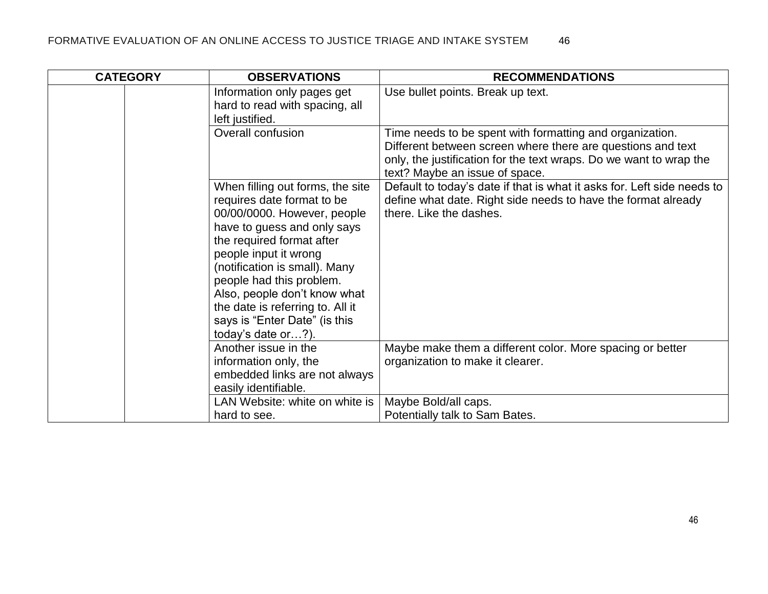| CATEGORY | | OBSERVATIONS | RECOMMENDATIONS |
|---|---|---|---|
| | | Information only pages get hard to read with spacing, all left justified. | Use bullet points. Break up text. |
| | | Overall confusion | Time needs to be spent with formatting and organization. Different between screen where there are questions and text only, the justification for the text wraps. Do we want to wrap the text? Maybe an issue of space. |
| | | When filling out forms, the site requires date format to be 00/00/0000. However, people have to guess and only says the required format after people input it wrong (notification is small). Many people had this problem. Also, people don't know what the date is referring to. All it says is "Enter Date" (is this today's date or…?). | Default to today's date if that is what it asks for. Left side needs to define what date. Right side needs to have the format already there. Like the dashes. |
| | | Another issue in the information only, the embedded links are not always easily identifiable. | Maybe make them a different color. More spacing or better organization to make it clearer. |
| | | LAN Website: white on white is hard to see. | Maybe Bold/all caps.<br>Potentially talk to Sam Bates. |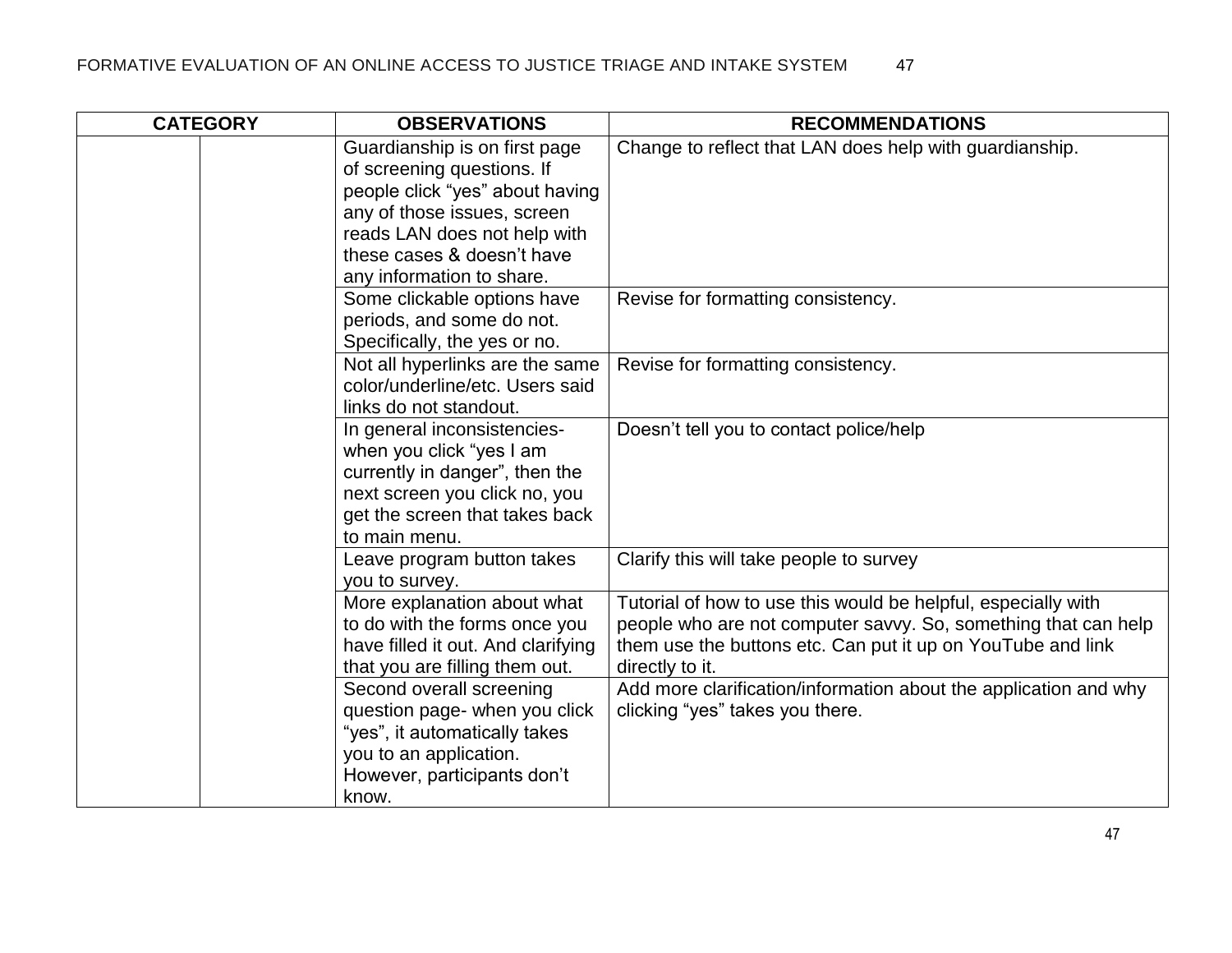| CATEGORY | | OBSERVATIONS | RECOMMENDATIONS |
| --- | --- | --- | --- |
| | | Guardianship is on first page of screening questions. If people click “yes” about having any of those issues, screen reads LAN does not help with these cases & doesn’t have any information to share. | Change to reflect that LAN does help with guardianship. |
| | | Some clickable options have periods, and some do not. Specifically, the yes or no. | Revise for formatting consistency. |
| | | Not all hyperlinks are the same color/underline/etc. Users said links do not standout. | Revise for formatting consistency. |
| | | In general inconsistencies- when you click “yes I am currently in danger”, then the next screen you click no, you get the screen that takes back to main menu. | Doesn’t tell you to contact police/help |
| | | Leave program button takes you to survey. | Clarify this will take people to survey |
| | | More explanation about what to do with the forms once you have filled it out. And clarifying that you are filling them out. | Tutorial of how to use this would be helpful, especially with people who are not computer savvy. So, something that can help them use the buttons etc. Can put it up on YouTube and link directly to it. |
| | | Second overall screening question page- when you click “yes”, it automatically takes you to an application. However, participants don’t know. | Add more clarification/information about the application and why clicking “yes” takes you there. |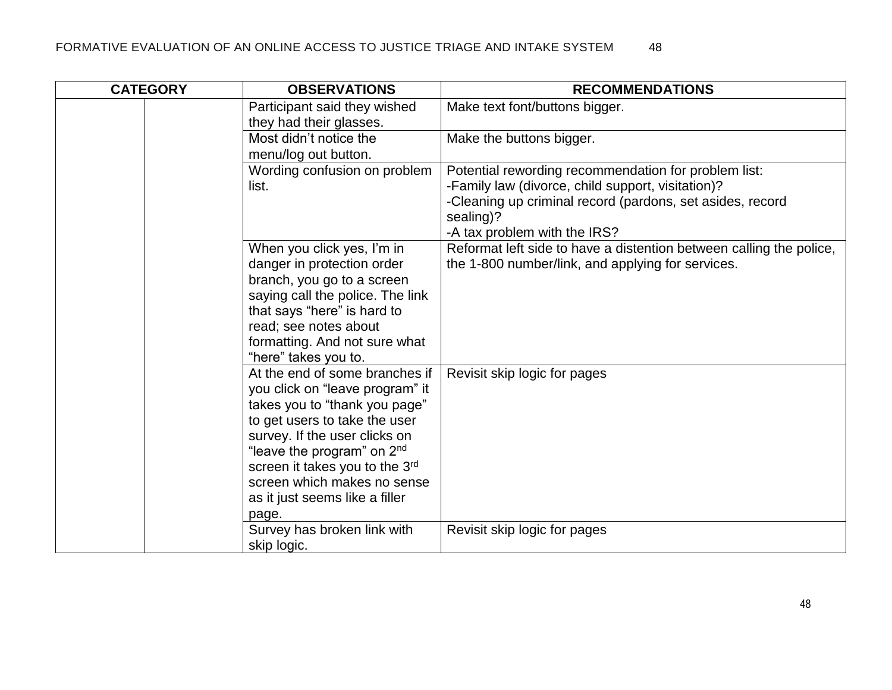| CATEGORY | | OBSERVATIONS | RECOMMENDATIONS |
|---|---|---|---|
| | | Participant said they wished they had their glasses. | Make text font/buttons bigger. |
| | | Most didn't notice the menu/log out button. | Make the buttons bigger. |
| | | Wording confusion on problem list. | Potential rewording recommendation for problem list:<br>-Family law (divorce, child support, visitation)?<br>-Cleaning up criminal record (pardons, set asides, record sealing)?<br>-A tax problem with the IRS? |
| | | When you click yes, I'm in danger in protection order branch, you go to a screen saying call the police. The link that says "here" is hard to read; see notes about formatting. And not sure what "here" takes you to. | Reformat left side to have a distention between calling the police, the 1-800 number/link, and applying for services. |
| | | At the end of some branches if you click on "leave program" it takes you to "thank you page" to get users to take the user survey. If the user clicks on "leave the program" on 2nd screen it takes you to the 3rd screen which makes no sense as it just seems like a filler page. | Revisit skip logic for pages |
| | | Survey has broken link with skip logic. | Revisit skip logic for pages |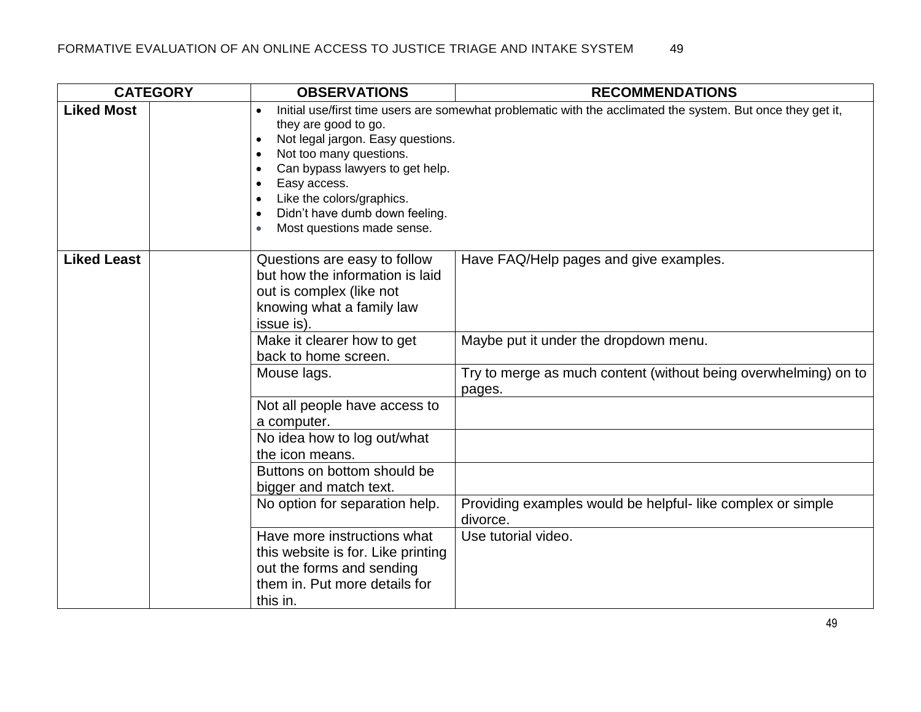| CATEGORY | | OBSERVATIONS | RECOMMENDATIONS |
|---|---|---|---|
| **Liked Most** | | • Initial use/first time users are somewhat problematic with the acclimated the system. But once they get it, they are good to go.<br>• Not legal jargon. Easy questions.<br>• Not too many questions.<br>• Can bypass lawyers to get help.<br>• Easy access.<br>• Like the colors/graphics.<br>• Didn't have dumb down feeling.<br>• Most questions made sense. | |
| **Liked Least** | | Questions are easy to follow but how the information is laid out is complex (like not knowing what a family law issue is). | Have FAQ/Help pages and give examples. |
| | | Make it clearer how to get back to home screen. | Maybe put it under the dropdown menu. |
| | | Mouse lags. | Try to merge as much content (without being overwhelming) on to pages. |
| | | Not all people have access to a computer. | |
| | | No idea how to log out/what the icon means. | |
| | | Buttons on bottom should be bigger and match text. | |
| | | No option for separation help. | Providing examples would be helpful- like complex or simple divorce. |
| | | Have more instructions what this website is for. Like printing out the forms and sending them in. Put more details for this in. | Use tutorial video. |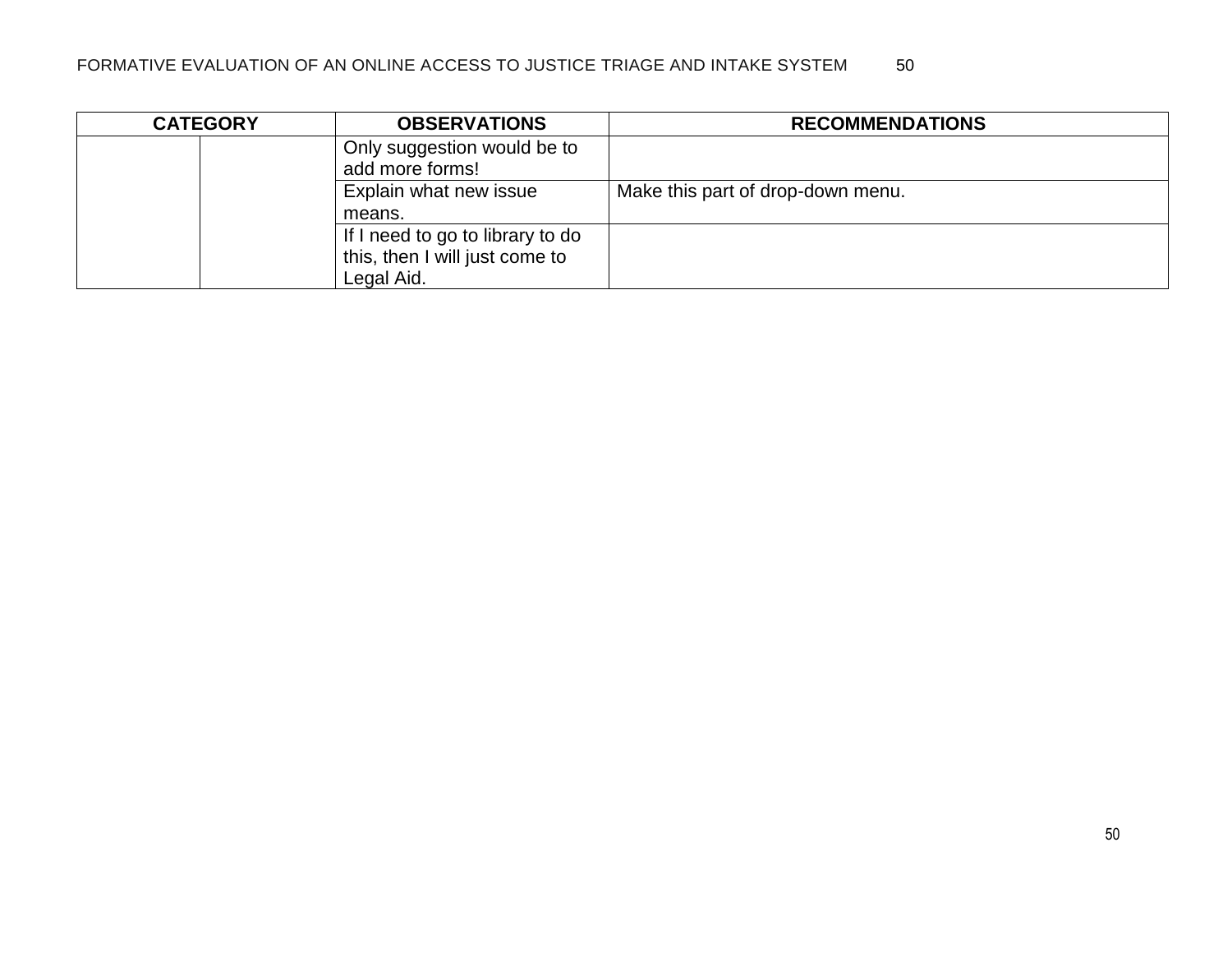| CATEGORY | | OBSERVATIONS | RECOMMENDATIONS |
|---|---|---|---|
| | | Only suggestion would be to add more forms! | |
| | | Explain what new issue means. | Make this part of drop-down menu. |
| | | If I need to go to library to do this, then I will just come to Legal Aid. | |